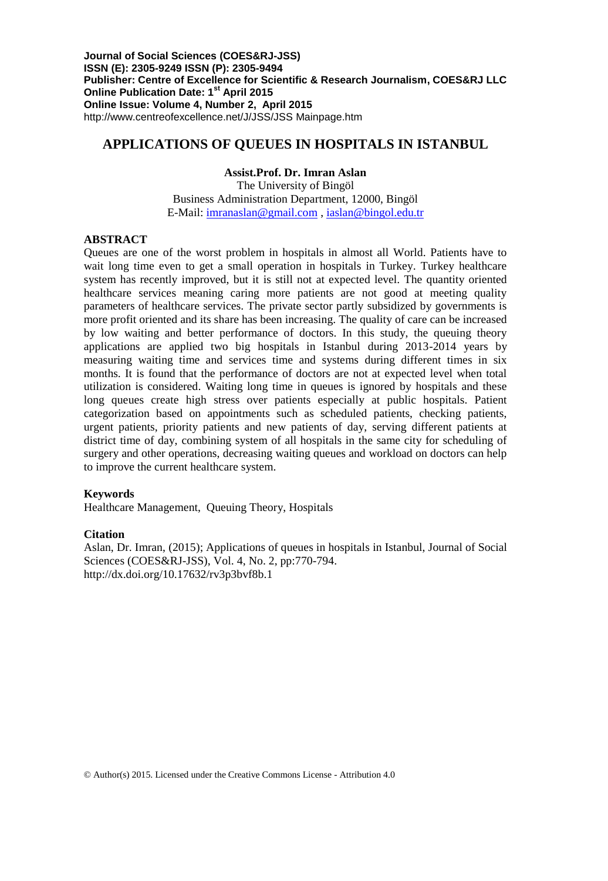**Journal of Social Sciences (COES&RJ-JSS)**
**ISSN (E): 2305-9249 ISSN (P): 2305-9494**
**Publisher: Centre of Excellence for Scientific & Research Journalism, COES&RJ LLC**
**Online Publication Date: 1st April 2015**
**Online Issue: Volume 4, Number 2, April 2015**
http://www.centreofexcellence.net/J/JSS/JSS Mainpage.htm

# APPLICATIONS OF QUEUES IN HOSPITALS IN ISTANBUL

**Assist.Prof. Dr. Imran Aslan**
The University of Bingöl
Business Administration Department, 12000, Bingöl
E-Mail: imranaslan@gmail.com , iaslan@bingol.edu.tr

## ABSTRACT

Queues are one of the worst problem in hospitals in almost all World. Patients have to wait long time even to get a small operation in hospitals in Turkey. Turkey healthcare system has recently improved, but it is still not at expected level. The quantity oriented healthcare services meaning caring more patients are not good at meeting quality parameters of healthcare services. The private sector partly subsidized by governments is more profit oriented and its share has been increasing. The quality of care can be increased by low waiting and better performance of doctors. In this study, the queuing theory applications are applied two big hospitals in Istanbul during 2013-2014 years by measuring waiting time and services time and systems during different times in six months. It is found that the performance of doctors are not at expected level when total utilization is considered. Waiting long time in queues is ignored by hospitals and these long queues create high stress over patients especially at public hospitals. Patient categorization based on appointments such as scheduled patients, checking patients, urgent patients, priority patients and new patients of day, serving different patients at district time of day, combining system of all hospitals in the same city for scheduling of surgery and other operations, decreasing waiting queues and workload on doctors can help to improve the current healthcare system.

## Keywords

Healthcare Management, Queuing Theory, Hospitals

## Citation

Aslan, Dr. Imran, (2015); Applications of queues in hospitals in Istanbul, Journal of Social Sciences (COES&RJ-JSS), Vol. 4, No. 2, pp:770-794.
http://dx.doi.org/10.17632/rv3p3bvf8b.1

© Author(s) 2015. Licensed under the Creative Commons License - Attribution 4.0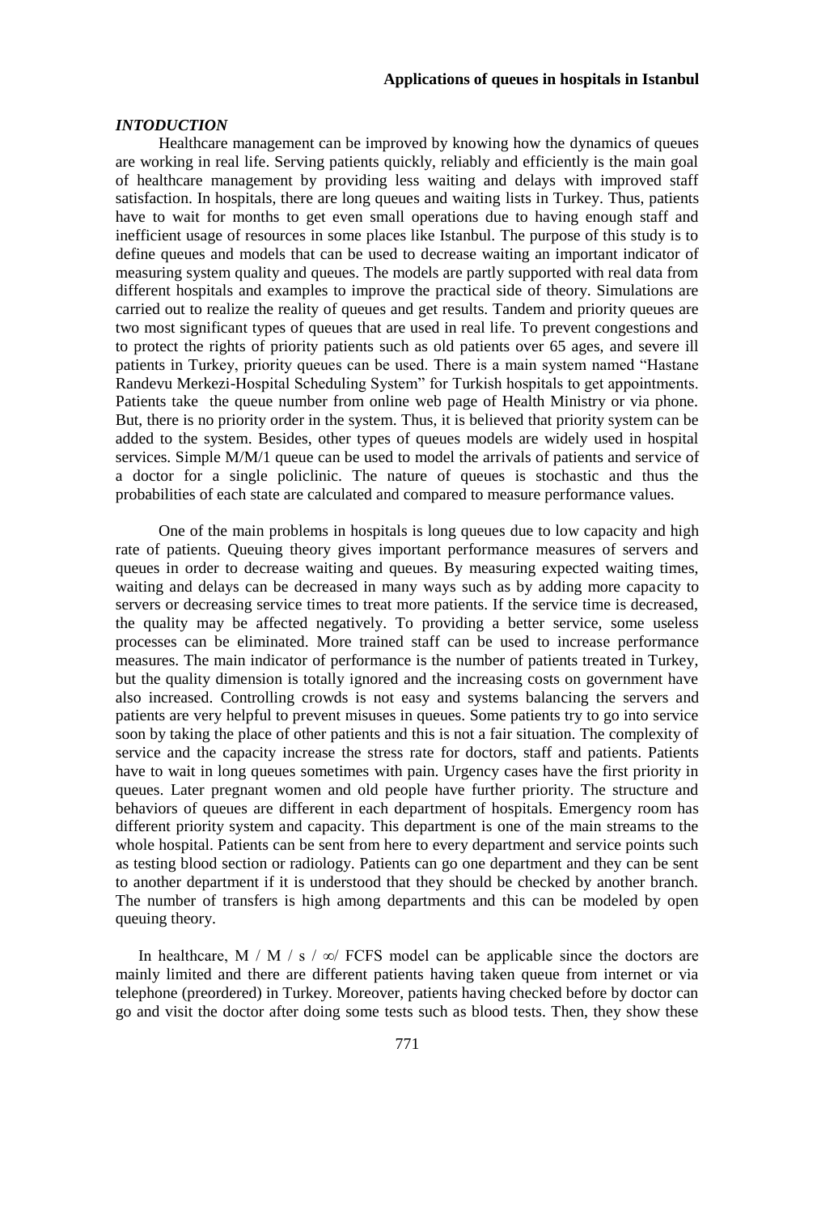## *INTODUCTION*

Healthcare management can be improved by knowing how the dynamics of queues are working in real life. Serving patients quickly, reliably and efficiently is the main goal of healthcare management by providing less waiting and delays with improved staff satisfaction. In hospitals, there are long queues and waiting lists in Turkey. Thus, patients have to wait for months to get even small operations due to having enough staff and inefficient usage of resources in some places like Istanbul. The purpose of this study is to define queues and models that can be used to decrease waiting an important indicator of measuring system quality and queues. The models are partly supported with real data from different hospitals and examples to improve the practical side of theory. Simulations are carried out to realize the reality of queues and get results. Tandem and priority queues are two most significant types of queues that are used in real life. To prevent congestions and to protect the rights of priority patients such as old patients over 65 ages, and severe ill patients in Turkey, priority queues can be used. There is a main system named "Hastane Randevu Merkezi-Hospital Scheduling System" for Turkish hospitals to get appointments. Patients take the queue number from online web page of Health Ministry or via phone. But, there is no priority order in the system. Thus, it is believed that priority system can be added to the system. Besides, other types of queues models are widely used in hospital services. Simple M/M/1 queue can be used to model the arrivals of patients and service of a doctor for a single policlinic. The nature of queues is stochastic and thus the probabilities of each state are calculated and compared to measure performance values.

One of the main problems in hospitals is long queues due to low capacity and high rate of patients. Queuing theory gives important performance measures of servers and queues in order to decrease waiting and queues. By measuring expected waiting times, waiting and delays can be decreased in many ways such as by adding more capacity to servers or decreasing service times to treat more patients. If the service time is decreased, the quality may be affected negatively. To providing a better service, some useless processes can be eliminated. More trained staff can be used to increase performance measures. The main indicator of performance is the number of patients treated in Turkey, but the quality dimension is totally ignored and the increasing costs on government have also increased. Controlling crowds is not easy and systems balancing the servers and patients are very helpful to prevent misuses in queues. Some patients try to go into service soon by taking the place of other patients and this is not a fair situation. The complexity of service and the capacity increase the stress rate for doctors, staff and patients. Patients have to wait in long queues sometimes with pain. Urgency cases have the first priority in queues. Later pregnant women and old people have further priority. The structure and behaviors of queues are different in each department of hospitals. Emergency room has different priority system and capacity. This department is one of the main streams to the whole hospital. Patients can be sent from here to every department and service points such as testing blood section or radiology. Patients can go one department and they can be sent to another department if it is understood that they should be checked by another branch. The number of transfers is high among departments and this can be modeled by open queuing theory.

In healthcare, $M / M / s / \infty /$ FCFS model can be applicable since the doctors are mainly limited and there are different patients having taken queue from internet or via telephone (preordered) in Turkey. Moreover, patients having checked before by doctor can go and visit the doctor after doing some tests such as blood tests. Then, they show these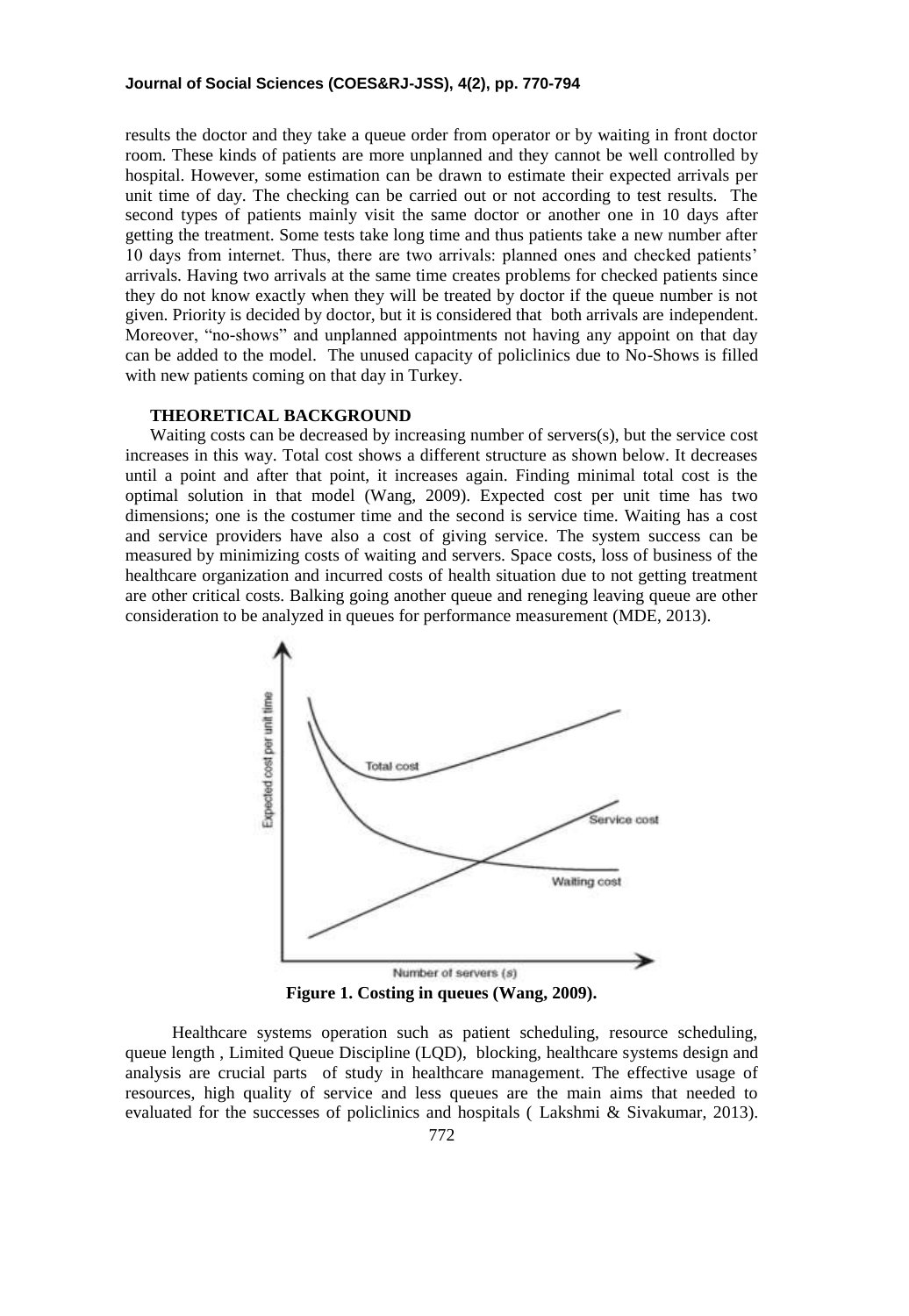results the doctor and they take a queue order from operator or by waiting in front doctor room. These kinds of patients are more unplanned and they cannot be well controlled by hospital. However, some estimation can be drawn to estimate their expected arrivals per unit time of day. The checking can be carried out or not according to test results. The second types of patients mainly visit the same doctor or another one in 10 days after getting the treatment. Some tests take long time and thus patients take a new number after 10 days from internet. Thus, there are two arrivals: planned ones and checked patients' arrivals. Having two arrivals at the same time creates problems for checked patients since they do not know exactly when they will be treated by doctor if the queue number is not given. Priority is decided by doctor, but it is considered that both arrivals are independent. Moreover, "no-shows" and unplanned appointments not having any appoint on that day can be added to the model. The unused capacity of policlinics due to No-Shows is filled with new patients coming on that day in Turkey.

## THEORETICAL BACKGROUND

Waiting costs can be decreased by increasing number of servers(s), but the service cost increases in this way. Total cost shows a different structure as shown below. It decreases until a point and after that point, it increases again. Finding minimal total cost is the optimal solution in that model (Wang, 2009). Expected cost per unit time has two dimensions; one is the costumer time and the second is service time. Waiting has a cost and service providers have also a cost of giving service. The system success can be measured by minimizing costs of waiting and servers. Space costs, loss of business of the healthcare organization and incurred costs of health situation due to not getting treatment are other critical costs. Balking going another queue and reneging leaving queue are other consideration to be analyzed in queues for performance measurement (MDE, 2013).

**Figure 1. Costing in queues (Wang, 2009).**

Healthcare systems operation such as patient scheduling, resource scheduling, queue length , Limited Queue Discipline (LQD), blocking, healthcare systems design and analysis are crucial parts of study in healthcare management. The effective usage of resources, high quality of service and less queues are the main aims that needed to evaluated for the successes of policlinics and hospitals ( Lakshmi & Sivakumar, 2013).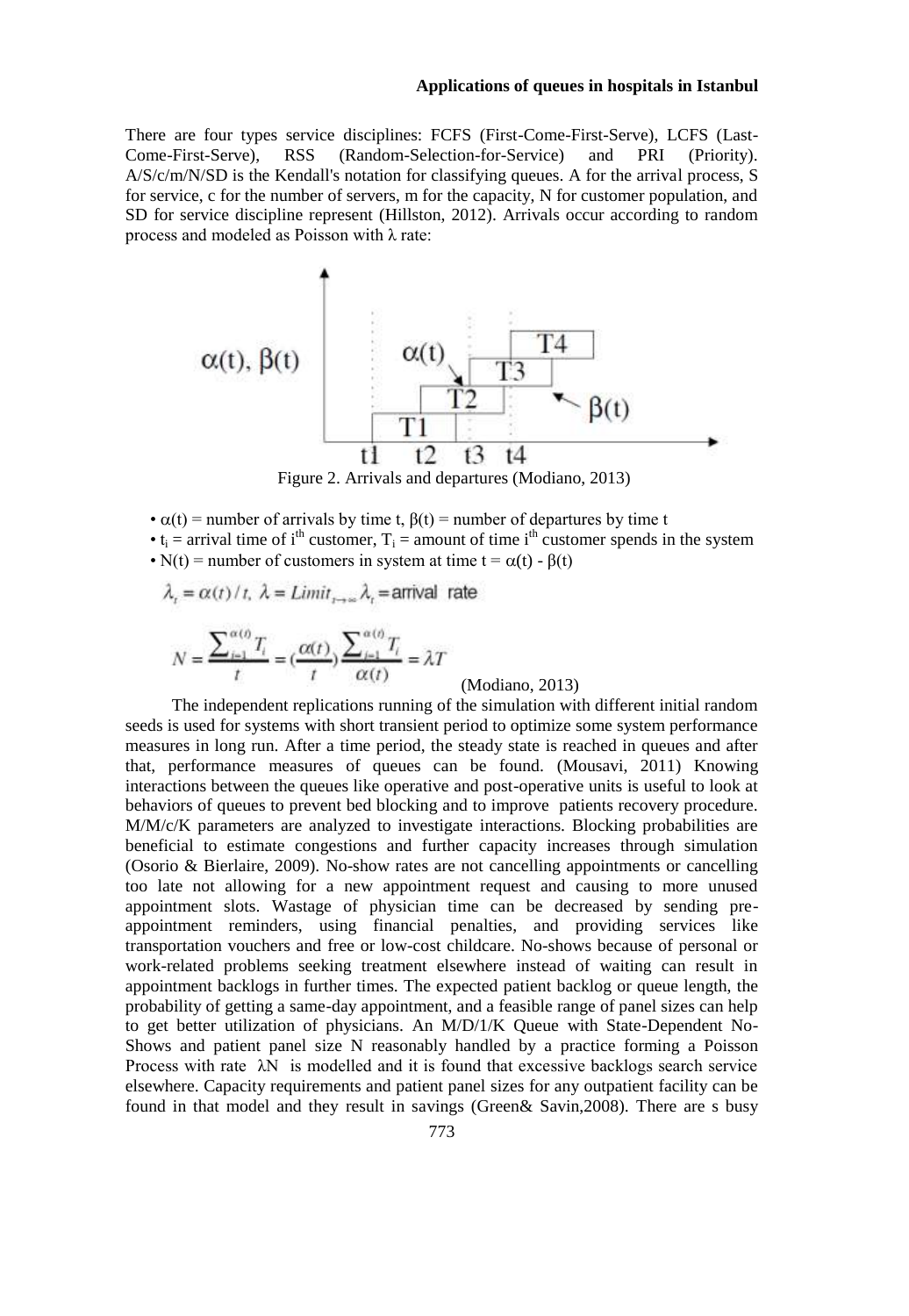There are four types service disciplines: FCFS (First-Come-First-Serve), LCFS (Last-Come-First-Serve), RSS (Random-Selection-for-Service) and PRI (Priority). A/S/c/m/N/SD is the Kendall's notation for classifying queues. A for the arrival process, S for service, c for the number of servers, m for the capacity, N for customer population, and SD for service discipline represent (Hillston, 2012). Arrivals occur according to random process and modeled as Poisson with $\lambda$ rate:

Figure 2. Arrivals and departures (Modiano, 2013)

- $\alpha(t)$ = number of arrivals by time t, $\beta(t)$ = number of departures by time t
- $t_i$ = arrival time of $i^{th}$ customer, $T_i$ = amount of time $i^{th}$ customer spends in the system
- $N(t)$ = number of customers in system at time t = $\alpha(t) - \beta(t)$

$$\lambda_t = \alpha(t)/t,\ \lambda = Limit_{t\to\infty}\lambda_t = \text{arrival rate}$$

$$N = \frac{\sum_{i=1}^{\alpha(t)} T_i}{t} = \left(\frac{\alpha(t)}{t}\right)\frac{\sum_{i=1}^{\alpha(t)} T_i}{\alpha(t)} = \lambda T$$

(Modiano, 2013)

The independent replications running of the simulation with different initial random seeds is used for systems with short transient period to optimize some system performance measures in long run. After a time period, the steady state is reached in queues and after that, performance measures of queues can be found. (Mousavi, 2011) Knowing interactions between the queues like operative and post-operative units is useful to look at behaviors of queues to prevent bed blocking and to improve patients recovery procedure. M/M/c/K parameters are analyzed to investigate interactions. Blocking probabilities are beneficial to estimate congestions and further capacity increases through simulation (Osorio & Bierlaire, 2009). No-show rates are not cancelling appointments or cancelling too late not allowing for a new appointment request and causing to more unused appointment slots. Wastage of physician time can be decreased by sending pre-appointment reminders, using financial penalties, and providing services like transportation vouchers and free or low-cost childcare. No-shows because of personal or work-related problems seeking treatment elsewhere instead of waiting can result in appointment backlogs in further times. The expected patient backlog or queue length, the probability of getting a same-day appointment, and a feasible range of panel sizes can help to get better utilization of physicians. An M/D/1/K Queue with State-Dependent No-Shows and patient panel size N reasonably handled by a practice forming a Poisson Process with rate $\lambda N$ is modelled and it is found that excessive backlogs search service elsewhere. Capacity requirements and patient panel sizes for any outpatient facility can be found in that model and they result in savings (Green& Savin,2008). There are s busy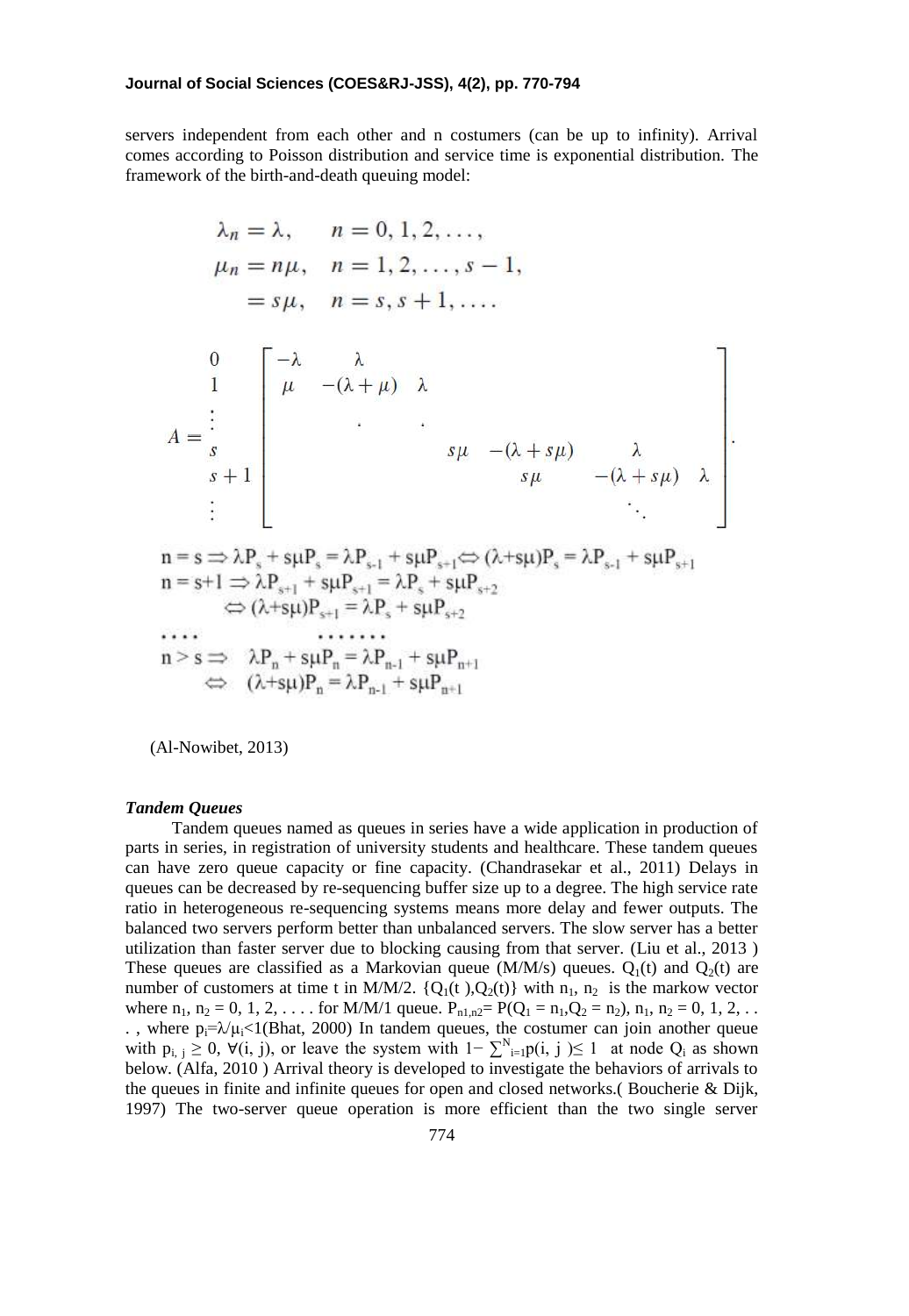servers independent from each other and n costumers (can be up to infinity). Arrival comes according to Poisson distribution and service time is exponential distribution. The framework of the birth-and-death queuing model:

$$\begin{aligned}
\lambda_n &= \lambda, \quad n = 0, 1, 2, \ldots, \\
\mu_n &= n\mu, \quad n = 1, 2, \ldots, s-1, \\
&= s\mu, \quad n = s, s+1, \ldots.
\end{aligned}$$

$$A = \begin{matrix} 0 \\ 1 \\ \vdots \\ s \\ s+1 \\ \vdots \end{matrix} \begin{bmatrix} -\lambda & \lambda & & & & \\ \mu & -(\lambda+\mu) & \lambda & & & \\ & & \cdot & \cdot & & \\ & & s\mu & -(\lambda+s\mu) & \lambda & \\ & & & s\mu & -(\lambda+s\mu) & \lambda \\ & & & & \ddots & \end{bmatrix}.$$

$$\begin{aligned}
&n = s \Rightarrow \lambda P_s + s\mu P_s = \lambda P_{s-1} + s\mu P_{s+1} \Leftrightarrow (\lambda + s\mu) P_s = \lambda P_{s-1} + s\mu P_{s+1} \\
&n = s+1 \Rightarrow \lambda P_{s+1} + s\mu P_{s+1} = \lambda P_s + s\mu P_{s+2} \\
&\qquad \Leftrightarrow (\lambda + s\mu) P_{s+1} = \lambda P_s + s\mu P_{s+2} \\
&\ldots \qquad \ldots\ldots \\
&n > s \Rightarrow \lambda P_n + s\mu P_n = \lambda P_{n-1} + s\mu P_{n+1} \\
&\qquad \Leftrightarrow (\lambda + s\mu) P_n = \lambda P_{n-1} + s\mu P_{n+1}
\end{aligned}$$

(Al-Nowibet, 2013)

### *Tandem Queues*

Tandem queues named as queues in series have a wide application in production of parts in series, in registration of university students and healthcare. These tandem queues can have zero queue capacity or fine capacity. (Chandrasekar et al., 2011) Delays in queues can be decreased by re-sequencing buffer size up to a degree. The high service rate ratio in heterogeneous re-sequencing systems means more delay and fewer outputs. The balanced two servers perform better than unbalanced servers. The slow server has a better utilization than faster server due to blocking causing from that server. (Liu et al., 2013 ) These queues are classified as a Markovian queue (M/M/s) queues. $Q_1(t)$ and $Q_2(t)$ are number of customers at time t in M/M/2. $\{Q_1(t), Q_2(t)\}$ with $n_1$, $n_2$ is the markow vector where $n_1, n_2 = 0, 1, 2, \ldots$. for M/M/1 queue. $P_{n1,n2} = P(Q_1 = n_1, Q_2 = n_2)$, $n_1, n_2 = 0, 1, 2, \ldots$, where $p_i = \lambda/\mu_i < 1$(Bhat, 2000) In tandem queues, the costumer can join another queue with $p_{i,j} \geq 0$, $\forall(i, j)$, or leave the system with $1 - \sum^{N}_{i=1} p(i, j) \leq 1$ at node $Q_i$ as shown below. (Alfa, 2010 ) Arrival theory is developed to investigate the behaviors of arrivals to the queues in finite and infinite queues for open and closed networks.( Boucherie & Dijk, 1997) The two-server queue operation is more efficient than the two single server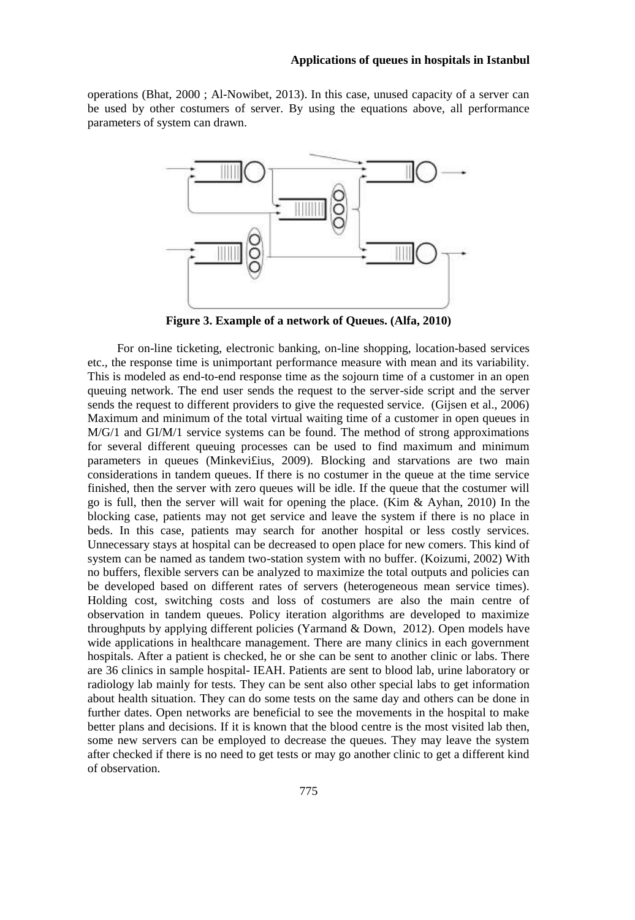operations (Bhat, 2000 ; Al-Nowibet, 2013). In this case, unused capacity of a server can be used by other costumers of server. By using the equations above, all performance parameters of system can drawn.

**Figure 3. Example of a network of Queues. (Alfa, 2010)**

For on-line ticketing, electronic banking, on-line shopping, location-based services etc., the response time is unimportant performance measure with mean and its variability. This is modeled as end-to-end response time as the sojourn time of a customer in an open queuing network. The end user sends the request to the server-side script and the server sends the request to different providers to give the requested service. (Gijsen et al., 2006) Maximum and minimum of the total virtual waiting time of a customer in open queues in M/G/1 and GI/M/1 service systems can be found. The method of strong approximations for several different queuing processes can be used to find maximum and minimum parameters in queues (Minkevi£ius, 2009). Blocking and starvations are two main considerations in tandem queues. If there is no costumer in the queue at the time service finished, then the server with zero queues will be idle. If the queue that the costumer will go is full, then the server will wait for opening the place. (Kim & Ayhan, 2010) In the blocking case, patients may not get service and leave the system if there is no place in beds. In this case, patients may search for another hospital or less costly services. Unnecessary stays at hospital can be decreased to open place for new comers. This kind of system can be named as tandem two-station system with no buffer. (Koizumi, 2002) With no buffers, flexible servers can be analyzed to maximize the total outputs and policies can be developed based on different rates of servers (heterogeneous mean service times). Holding cost, switching costs and loss of costumers are also the main centre of observation in tandem queues. Policy iteration algorithms are developed to maximize throughputs by applying different policies (Yarmand & Down, 2012). Open models have wide applications in healthcare management. There are many clinics in each government hospitals. After a patient is checked, he or she can be sent to another clinic or labs. There are 36 clinics in sample hospital- IEAH. Patients are sent to blood lab, urine laboratory or radiology lab mainly for tests. They can be sent also other special labs to get information about health situation. They can do some tests on the same day and others can be done in further dates. Open networks are beneficial to see the movements in the hospital to make better plans and decisions. If it is known that the blood centre is the most visited lab then, some new servers can be employed to decrease the queues. They may leave the system after checked if there is no need to get tests or may go another clinic to get a different kind of observation.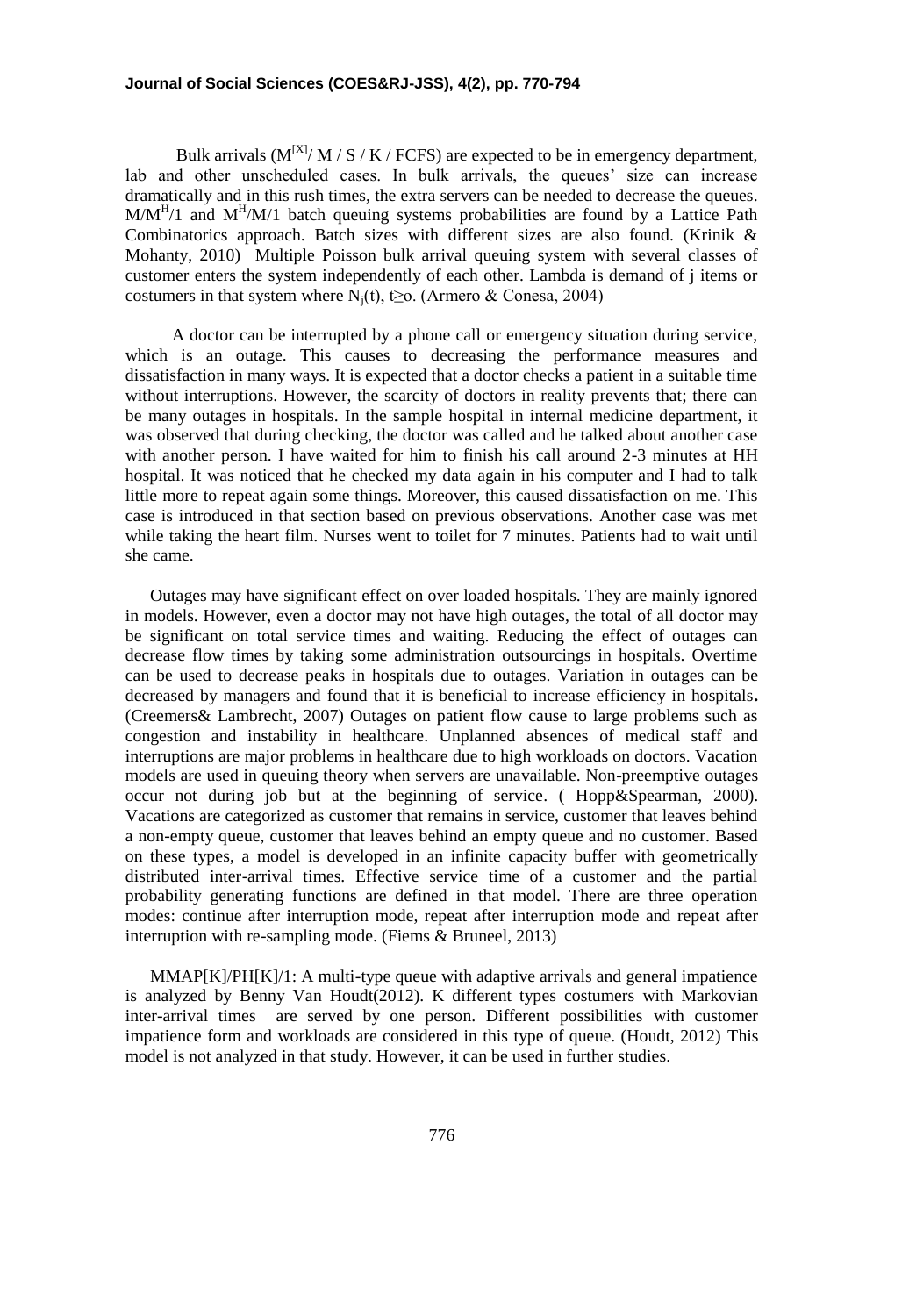Bulk arrivals ($M^{[X]}$/ M / S / K / FCFS) are expected to be in emergency department, lab and other unscheduled cases. In bulk arrivals, the queues' size can increase dramatically and in this rush times, the extra servers can be needed to decrease the queues. $M/M^{H}/1$ and $M^{H}/M/1$ batch queuing systems probabilities are found by a Lattice Path Combinatorics approach. Batch sizes with different sizes are also found. (Krinik & Mohanty, 2010) Multiple Poisson bulk arrival queuing system with several classes of customer enters the system independently of each other. Lambda is demand of j items or costumers in that system where $N_j(t)$, $t \geq o$. (Armero & Conesa, 2004)

A doctor can be interrupted by a phone call or emergency situation during service, which is an outage. This causes to decreasing the performance measures and dissatisfaction in many ways. It is expected that a doctor checks a patient in a suitable time without interruptions. However, the scarcity of doctors in reality prevents that; there can be many outages in hospitals. In the sample hospital in internal medicine department, it was observed that during checking, the doctor was called and he talked about another case with another person. I have waited for him to finish his call around 2-3 minutes at HH hospital. It was noticed that he checked my data again in his computer and I had to talk little more to repeat again some things. Moreover, this caused dissatisfaction on me. This case is introduced in that section based on previous observations. Another case was met while taking the heart film. Nurses went to toilet for 7 minutes. Patients had to wait until she came.

Outages may have significant effect on over loaded hospitals. They are mainly ignored in models. However, even a doctor may not have high outages, the total of all doctor may be significant on total service times and waiting. Reducing the effect of outages can decrease flow times by taking some administration outsourcings in hospitals. Overtime can be used to decrease peaks in hospitals due to outages. Variation in outages can be decreased by managers and found that it is beneficial to increase efficiency in hospitals**.** (Creemers& Lambrecht, 2007) Outages on patient flow cause to large problems such as congestion and instability in healthcare. Unplanned absences of medical staff and interruptions are major problems in healthcare due to high workloads on doctors. Vacation models are used in queuing theory when servers are unavailable. Non-preemptive outages occur not during job but at the beginning of service. ( Hopp&Spearman, 2000). Vacations are categorized as customer that remains in service, customer that leaves behind a non-empty queue, customer that leaves behind an empty queue and no customer. Based on these types, a model is developed in an infinite capacity buffer with geometrically distributed inter-arrival times. Effective service time of a customer and the partial probability generating functions are defined in that model. There are three operation modes: continue after interruption mode, repeat after interruption mode and repeat after interruption with re-sampling mode. (Fiems & Bruneel, 2013)

MMAP[K]/PH[K]/1: A multi-type queue with adaptive arrivals and general impatience is analyzed by Benny Van Houdt(2012). K different types costumers with Markovian inter-arrival times are served by one person. Different possibilities with customer impatience form and workloads are considered in this type of queue. (Houdt, 2012) This model is not analyzed in that study. However, it can be used in further studies.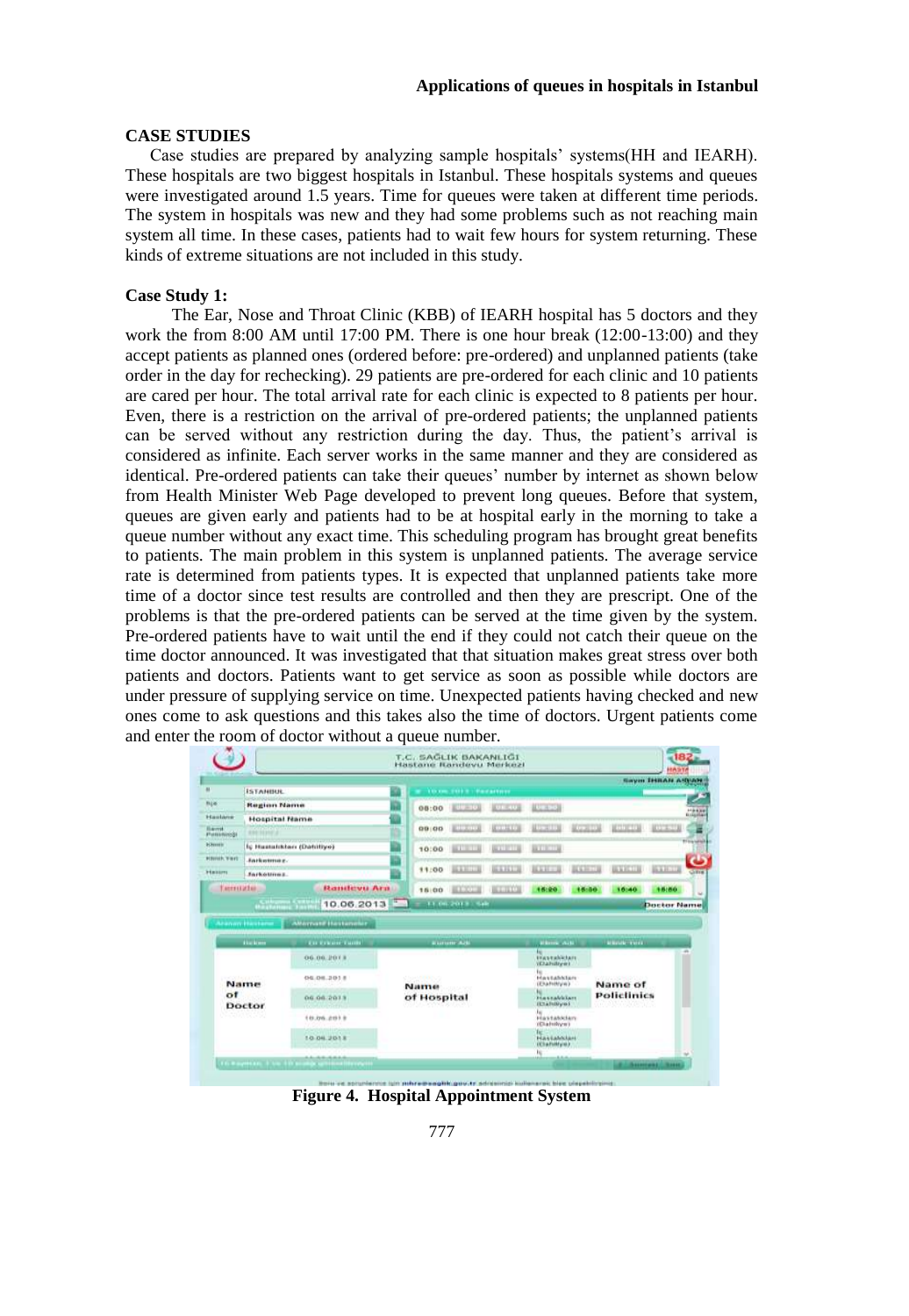## CASE STUDIES

Case studies are prepared by analyzing sample hospitals' systems(HH and IEARH). These hospitals are two biggest hospitals in Istanbul. These hospitals systems and queues were investigated around 1.5 years. Time for queues were taken at different time periods. The system in hospitals was new and they had some problems such as not reaching main system all time. In these cases, patients had to wait few hours for system returning. These kinds of extreme situations are not included in this study.

### Case Study 1:

The Ear, Nose and Throat Clinic (KBB) of IEARH hospital has 5 doctors and they work the from 8:00 AM until 17:00 PM. There is one hour break (12:00-13:00) and they accept patients as planned ones (ordered before: pre-ordered) and unplanned patients (take order in the day for rechecking). 29 patients are pre-ordered for each clinic and 10 patients are cared per hour. The total arrival rate for each clinic is expected to 8 patients per hour. Even, there is a restriction on the arrival of pre-ordered patients; the unplanned patients can be served without any restriction during the day. Thus, the patient's arrival is considered as infinite. Each server works in the same manner and they are considered as identical. Pre-ordered patients can take their queues' number by internet as shown below from Health Minister Web Page developed to prevent long queues. Before that system, queues are given early and patients had to be at hospital early in the morning to take a queue number without any exact time. This scheduling program has brought great benefits to patients. The main problem in this system is unplanned patients. The average service rate is determined from patients types. It is expected that unplanned patients take more time of a doctor since test results are controlled and then they are prescript. One of the problems is that the pre-ordered patients can be served at the time given by the system. Pre-ordered patients have to wait until the end if they could not catch their queue on the time doctor announced. It was investigated that that situation makes great stress over both patients and doctors. Patients want to get service as soon as possible while doctors are under pressure of supplying service on time. Unexpected patients having checked and new ones come to ask questions and this takes also the time of doctors. Urgent patients come and enter the room of doctor without a queue number.

**Figure 4. Hospital Appointment System**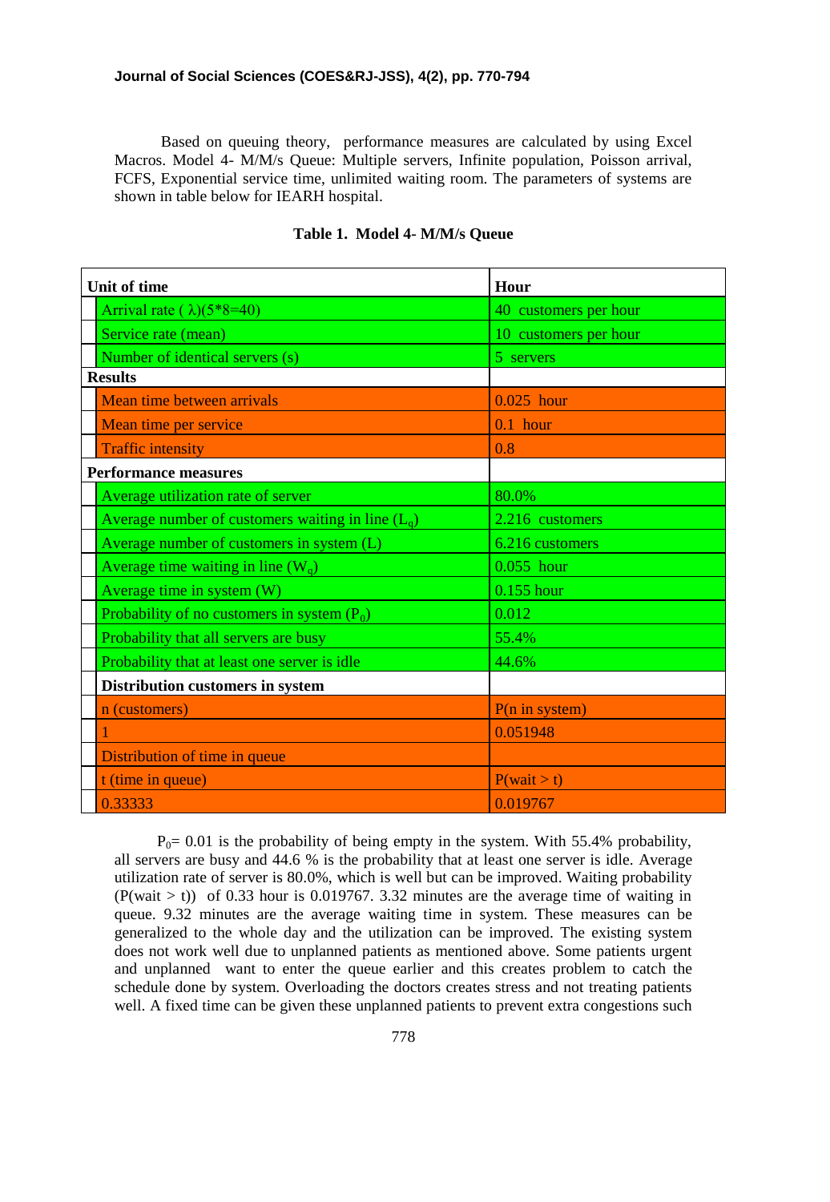Based on queuing theory, performance measures are calculated by using Excel Macros. Model 4- M/M/s Queue: Multiple servers, Infinite population, Poisson arrival, FCFS, Exponential service time, unlimited waiting room. The parameters of systems are shown in table below for IEARH hospital.

**Table 1. Model 4- M/M/s Queue**

| Unit of time | Hour |
|---|---|
| Arrival rate ( $\lambda$)(5*8=40) | 40 customers per hour |
| Service rate (mean) | 10 customers per hour |
| Number of identical servers (s) | 5 servers |
| **Results** | |
| Mean time between arrivals | 0.025 hour |
| Mean time per service | 0.1 hour |
| Traffic intensity | 0.8 |
| **Performance measures** | |
| Average utilization rate of server | 80.0% |
| Average number of customers waiting in line ($L_q$) | 2.216 customers |
| Average number of customers in system (L) | 6.216 customers |
| Average time waiting in line ($W_q$) | 0.055 hour |
| Average time in system (W) | 0.155 hour |
| Probability of no customers in system ($P_0$) | 0.012 |
| Probability that all servers are busy | 55.4% |
| Probability that at least one server is idle | 44.6% |
| **Distribution customers in system** | |
| n (customers) | P(n in system) |
| 1 | 0.051948 |
| Distribution of time in queue | |
| t (time in queue) | P(wait > t) |
| 0.33333 | 0.019767 |

$P_0$= 0.01 is the probability of being empty in the system. With 55.4% probability, all servers are busy and 44.6 % is the probability that at least one server is idle. Average utilization rate of server is 80.0%, which is well but can be improved. Waiting probability (P(wait > t)) of 0.33 hour is 0.019767. 3.32 minutes are the average time of waiting in queue. 9.32 minutes are the average waiting time in system. These measures can be generalized to the whole day and the utilization can be improved. The existing system does not work well due to unplanned patients as mentioned above. Some patients urgent and unplanned want to enter the queue earlier and this creates problem to catch the schedule done by system. Overloading the doctors creates stress and not treating patients well. A fixed time can be given these unplanned patients to prevent extra congestions such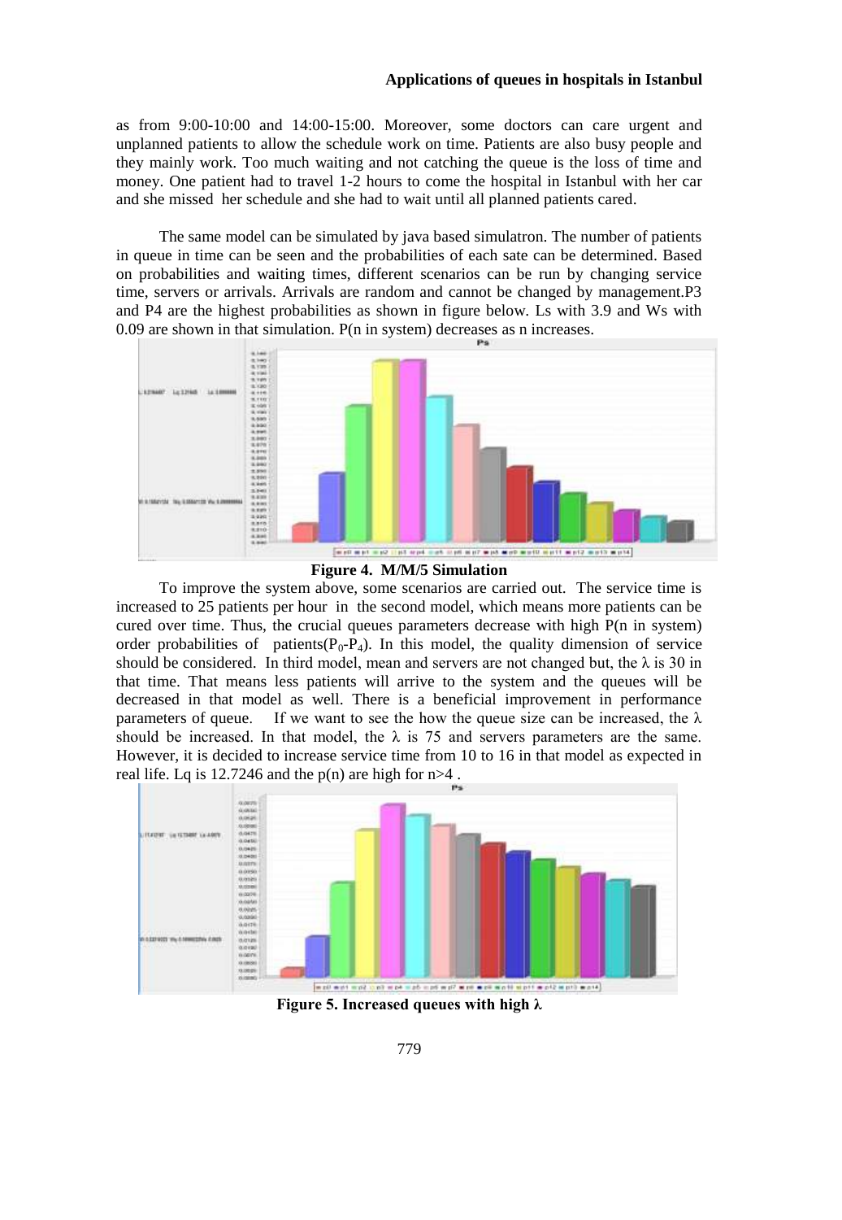as from 9:00-10:00 and 14:00-15:00. Moreover, some doctors can care urgent and unplanned patients to allow the schedule work on time. Patients are also busy people and they mainly work. Too much waiting and not catching the queue is the loss of time and money. One patient had to travel 1-2 hours to come the hospital in Istanbul with her car and she missed her schedule and she had to wait until all planned patients cared.

The same model can be simulated by java based simulatron. The number of patients in queue in time can be seen and the probabilities of each sate can be determined. Based on probabilities and waiting times, different scenarios can be run by changing service time, servers or arrivals. Arrivals are random and cannot be changed by management.P3 and P4 are the highest probabilities as shown in figure below. Ls with 3.9 and Ws with 0.09 are shown in that simulation. P(n in system) decreases as n increases.

**Figure 4. M/M/5 Simulation**

To improve the system above, some scenarios are carried out. The service time is increased to 25 patients per hour in the second model, which means more patients can be cured over time. Thus, the crucial queues parameters decrease with high P(n in system) order probabilities of patients($P_0$-$P_4$). In this model, the quality dimension of service should be considered. In third model, mean and servers are not changed but, the $\lambda$ is 30 in that time. That means less patients will arrive to the system and the queues will be decreased in that model as well. There is a beneficial improvement in performance parameters of queue. If we want to see the how the queue size can be increased, the $\lambda$ should be increased. In that model, the $\lambda$ is 75 and servers parameters are the same. However, it is decided to increase service time from 10 to 16 in that model as expected in real life. Lq is 12.7246 and the p(n) are high for n>4 .

**Figure 5. Increased queues with high $\lambda$**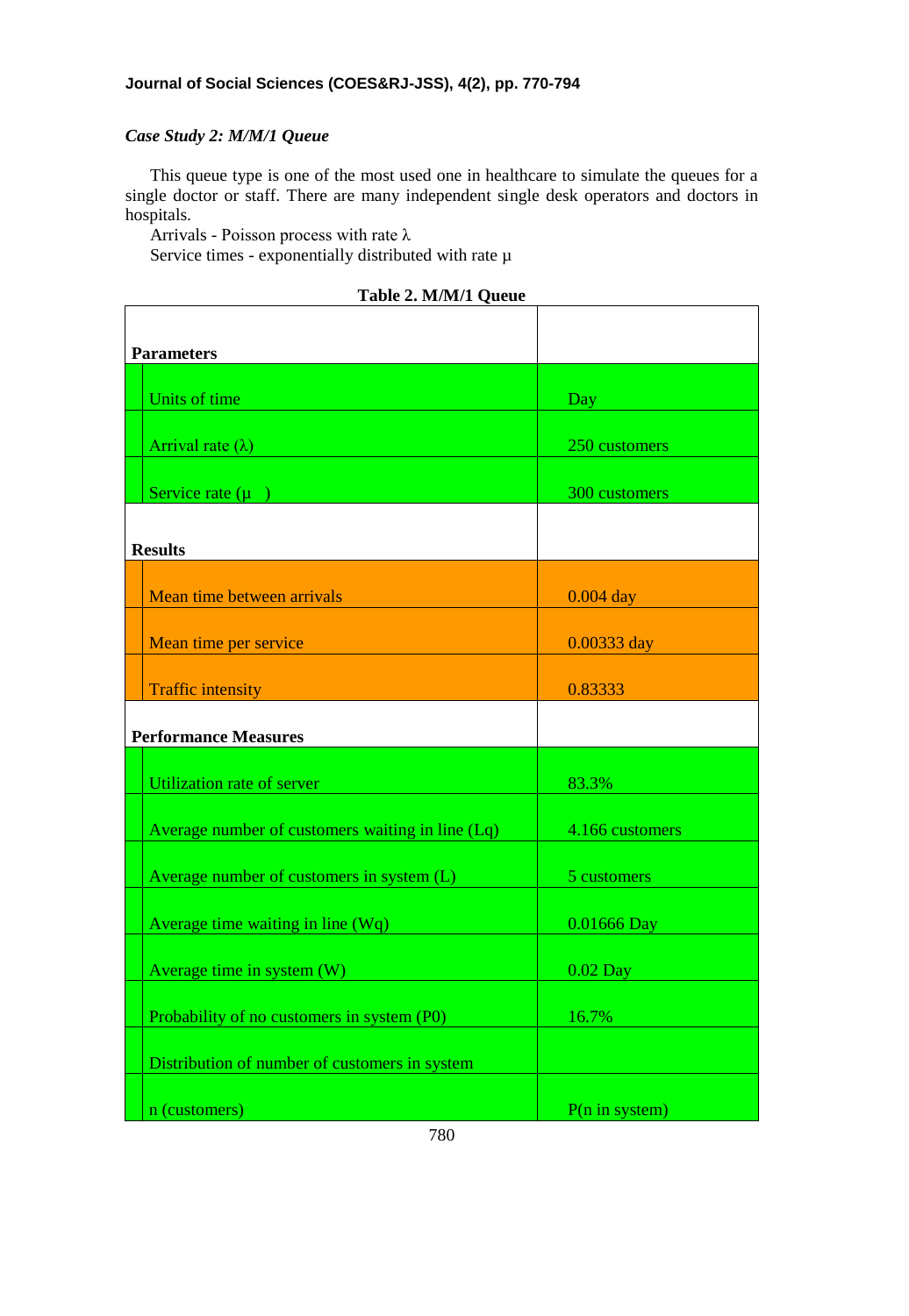*Case Study 2: M/M/1 Queue*

This queue type is one of the most used one in healthcare to simulate the queues for a single doctor or staff. There are many independent single desk operators and doctors in hospitals.

Arrivals - Poisson process with rate $\lambda$

Service times - exponentially distributed with rate $\mu$

**Table 2. M/M/1 Queue**

| **Parameters** | |
|---|---|
| Units of time | Day |
| Arrival rate ($\lambda$) | 250 customers |
| Service rate ($\mu$ ) | 300 customers |
| **Results** | |
| Mean time between arrivals | 0.004 day |
| Mean time per service | 0.00333 day |
| Traffic intensity | 0.83333 |
| **Performance Measures** | |
| Utilization rate of server | 83.3% |
| Average number of customers waiting in line (Lq) | 4.166 customers |
| Average number of customers in system (L) | 5 customers |
| Average time waiting in line (Wq) | 0.01666 Day |
| Average time in system (W) | 0.02 Day |
| Probability of no customers in system (P0) | 16.7% |
| Distribution of number of customers in system | |
| n (customers) | P(n in system) |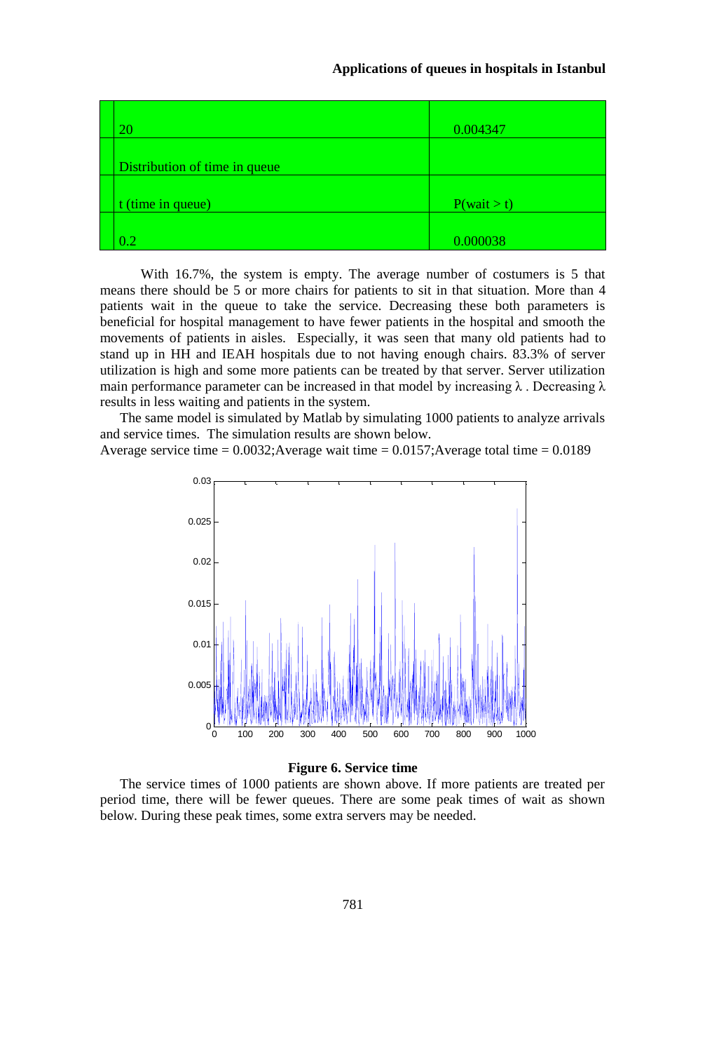| 20 | 0.004347 |
|---|---|
| Distribution of time in queue | |
| t (time in queue) | P(wait > t) |
| 0.2 | 0.000038 |

With 16.7%, the system is empty. The average number of costumers is 5 that means there should be 5 or more chairs for patients to sit in that situation. More than 4 patients wait in the queue to take the service. Decreasing these both parameters is beneficial for hospital management to have fewer patients in the hospital and smooth the movements of patients in aisles. Especially, it was seen that many old patients had to stand up in HH and IEAH hospitals due to not having enough chairs. 83.3% of server utilization is high and some more patients can be treated by that server. Server utilization main performance parameter can be increased in that model by increasing $\lambda$ . Decreasing $\lambda$ results in less waiting and patients in the system.

The same model is simulated by Matlab by simulating 1000 patients to analyze arrivals and service times. The simulation results are shown below.

Average service time = 0.0032;Average wait time = 0.0157;Average total time = 0.0189

**Figure 6. Service time**

The service times of 1000 patients are shown above. If more patients are treated per period time, there will be fewer queues. There are some peak times of wait as shown below. During these peak times, some extra servers may be needed.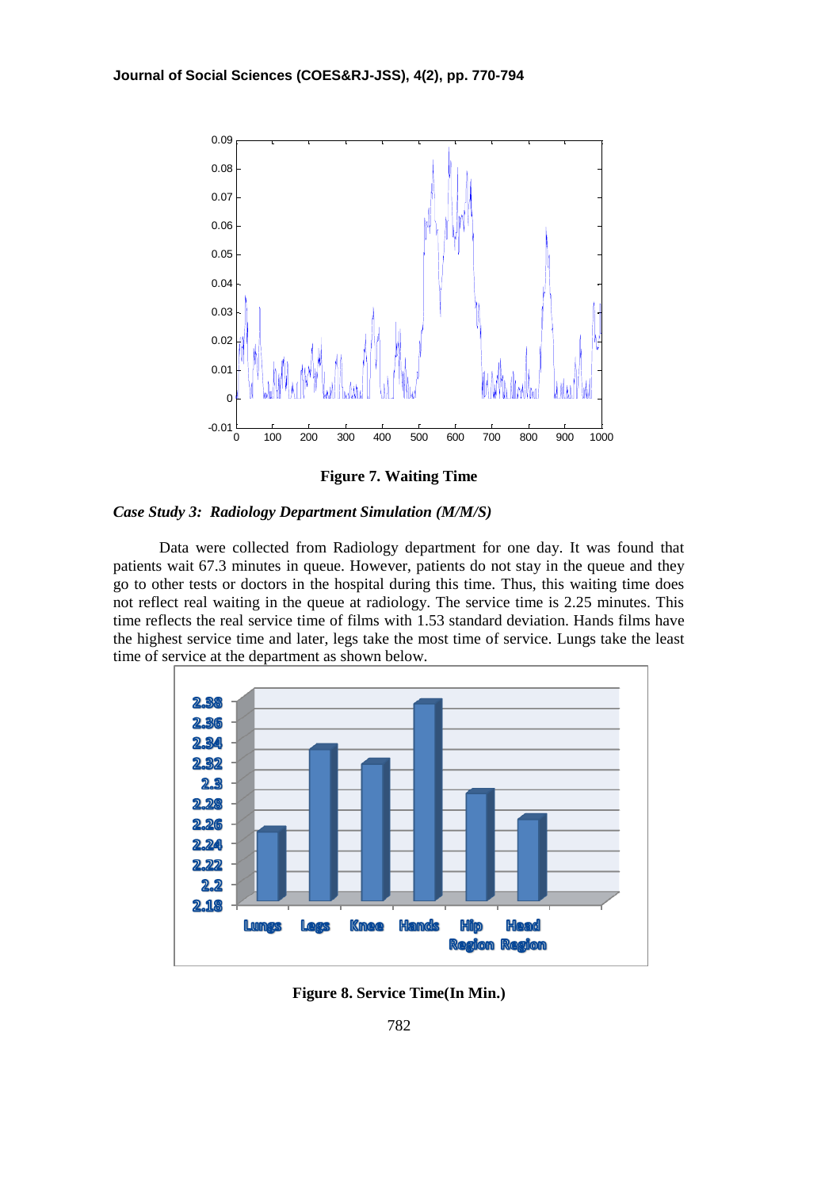Figure 7. Waiting Time

***Case Study 3: Radiology Department Simulation (M/M/S)***

Data were collected from Radiology department for one day. It was found that patients wait 67.3 minutes in queue. However, patients do not stay in the queue and they go to other tests or doctors in the hospital during this time. Thus, this waiting time does not reflect real waiting in the queue at radiology. The service time is 2.25 minutes. This time reflects the real service time of films with 1.53 standard deviation. Hands films have the highest service time and later, legs take the most time of service. Lungs take the least time of service at the department as shown below.

Figure 8. Service Time(In Min.)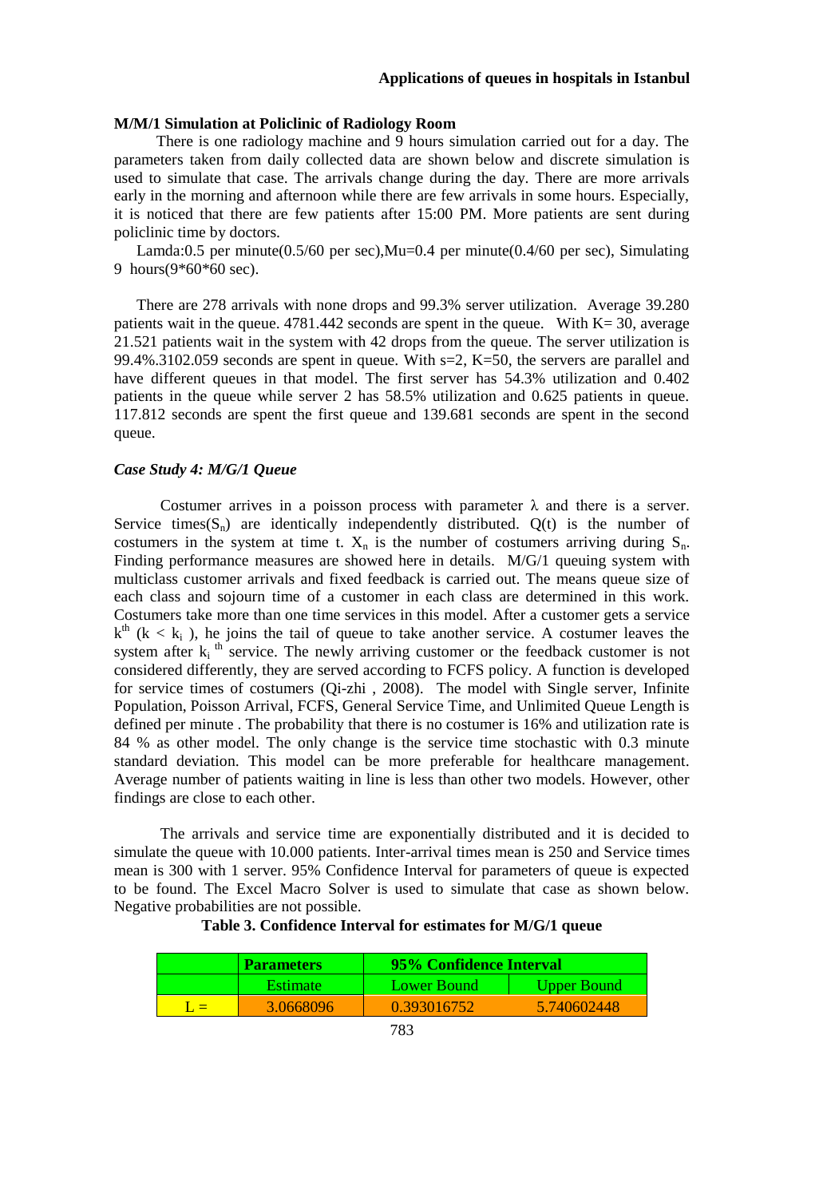### M/M/1 Simulation at Policlinic of Radiology Room

There is one radiology machine and 9 hours simulation carried out for a day. The parameters taken from daily collected data are shown below and discrete simulation is used to simulate that case. The arrivals change during the day. There are more arrivals early in the morning and afternoon while there are few arrivals in some hours. Especially, it is noticed that there are few patients after 15:00 PM. More patients are sent during policlinic time by doctors.

Lamda:0.5 per minute(0.5/60 per sec),Mu=0.4 per minute(0.4/60 per sec), Simulating 9 hours(9\*60\*60 sec).

There are 278 arrivals with none drops and 99.3% server utilization. Average 39.280 patients wait in the queue. 4781.442 seconds are spent in the queue. With K= 30, average 21.521 patients wait in the system with 42 drops from the queue. The server utilization is 99.4%.3102.059 seconds are spent in queue. With s=2, K=50, the servers are parallel and have different queues in that model. The first server has 54.3% utilization and 0.402 patients in the queue while server 2 has 58.5% utilization and 0.625 patients in queue. 117.812 seconds are spent the first queue and 139.681 seconds are spent in the second queue.

### *Case Study 4: M/G/1 Queue*

Costumer arrives in a poisson process with parameter $\lambda$ and there is a server. Service times($S_n$) are identically independently distributed. Q(t) is the number of costumers in the system at time t. $X_n$ is the number of costumers arriving during $S_n$. Finding performance measures are showed here in details. M/G/1 queuing system with multiclass customer arrivals and fixed feedback is carried out. The means queue size of each class and sojourn time of a customer in each class are determined in this work. Costumers take more than one time services in this model. After a customer gets a service $k^{th}$ ($k < k_i$ ), he joins the tail of queue to take another service. A costumer leaves the system after $k_i$ $^{th}$ service. The newly arriving customer or the feedback customer is not considered differently, they are served according to FCFS policy. A function is developed for service times of costumers (Qi-zhi , 2008). The model with Single server, Infinite Population, Poisson Arrival, FCFS, General Service Time, and Unlimited Queue Length is defined per minute . The probability that there is no costumer is 16% and utilization rate is 84 % as other model. The only change is the service time stochastic with 0.3 minute standard deviation. This model can be more preferable for healthcare management. Average number of patients waiting in line is less than other two models. However, other findings are close to each other.

The arrivals and service time are exponentially distributed and it is decided to simulate the queue with 10.000 patients. Inter-arrival times mean is 250 and Service times mean is 300 with 1 server. 95% Confidence Interval for parameters of queue is expected to be found. The Excel Macro Solver is used to simulate that case as shown below. Negative probabilities are not possible.

**Table 3. Confidence Interval for estimates for M/G/1 queue**

| | Parameters | 95% Confidence Interval | |
|---|---|---|---|
| | Estimate | Lower Bound | Upper Bound |
| L = | 3.0668096 | 0.393016752 | 5.740602448 |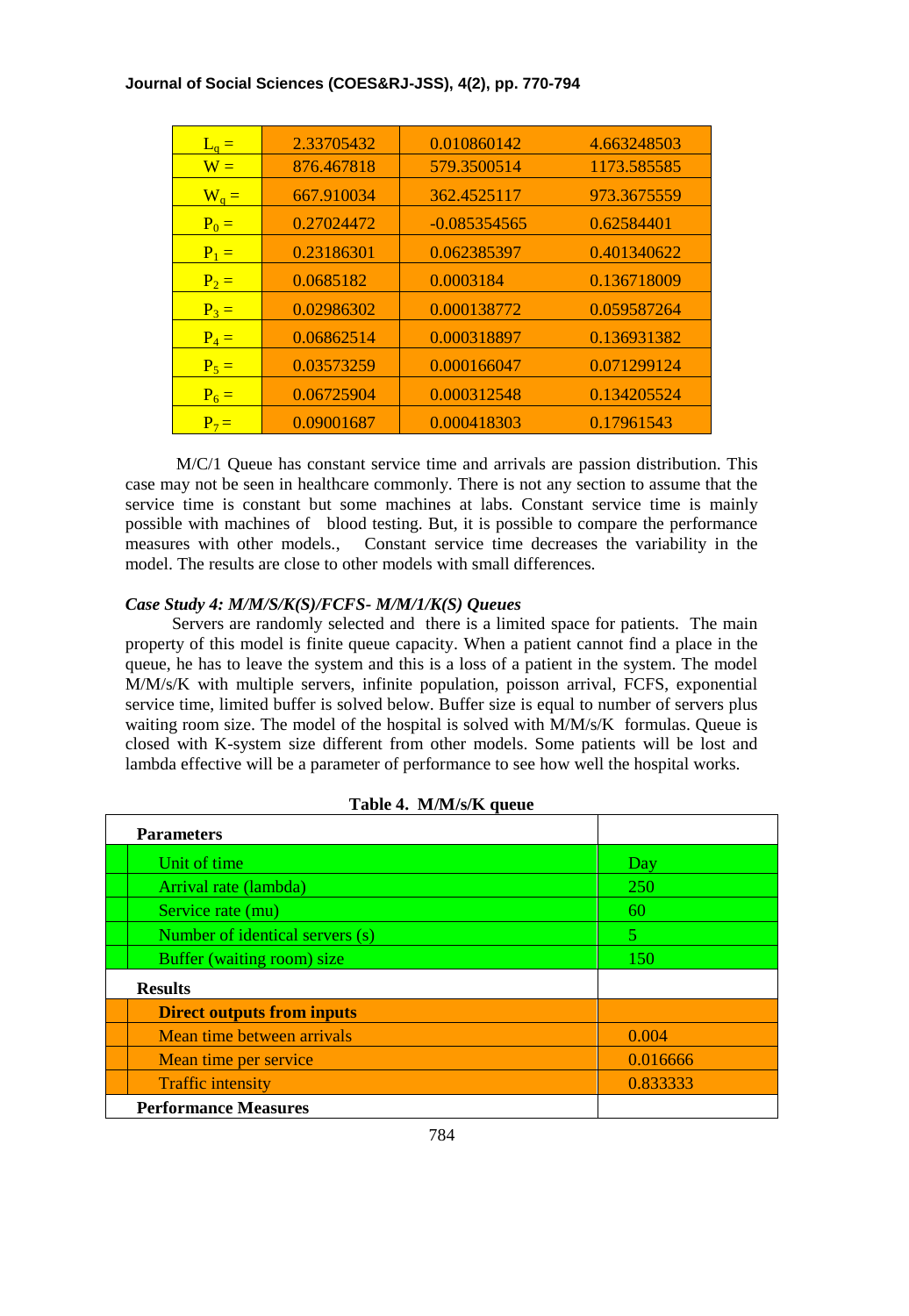| | | | |
|---|---|---|---|
| $L_q$ = | 2.33705432 | 0.010860142 | 4.663248503 |
| W = | 876.467818 | 579.3500514 | 1173.585585 |
| $W_q$ = | 667.910034 | 362.4525117 | 973.3675559 |
| $P_0$ = | 0.27024472 | -0.085354565 | 0.62584401 |
| $P_1$ = | 0.23186301 | 0.062385397 | 0.401340622 |
| $P_2$ = | 0.0685182 | 0.0003184 | 0.136718009 |
| $P_3$ = | 0.02986302 | 0.000138772 | 0.059587264 |
| $P_4$ = | 0.06862514 | 0.000318897 | 0.136931382 |
| $P_5$ = | 0.03573259 | 0.000166047 | 0.071299124 |
| $P_6$ = | 0.06725904 | 0.000312548 | 0.134205524 |
| $P_7$ = | 0.09001687 | 0.000418303 | 0.17961543 |

M/C/1 Queue has constant service time and arrivals are passion distribution. This case may not be seen in healthcare commonly. There is not any section to assume that the service time is constant but some machines at labs. Constant service time is mainly possible with machines of blood testing. But, it is possible to compare the performance measures with other models., Constant service time decreases the variability in the model. The results are close to other models with small differences.

### *Case Study 4: M/M/S/K(S)/FCFS- M/M/1/K(S) Queues*

Servers are randomly selected and there is a limited space for patients. The main property of this model is finite queue capacity. When a patient cannot find a place in the queue, he has to leave the system and this is a loss of a patient in the system. The model M/M/s/K with multiple servers, infinite population, poisson arrival, FCFS, exponential service time, limited buffer is solved below. Buffer size is equal to number of servers plus waiting room size. The model of the hospital is solved with M/M/s/K formulas. Queue is closed with K-system size different from other models. Some patients will be lost and lambda effective will be a parameter of performance to see how well the hospital works.

**Table 4. M/M/s/K queue**

| **Parameters** | |
|---|---|
| Unit of time | Day |
| Arrival rate (lambda) | 250 |
| Service rate (mu) | 60 |
| Number of identical servers (s) | 5 |
| Buffer (waiting room) size | 150 |
| **Results** | |
| **Direct outputs from inputs** | |
| Mean time between arrivals | 0.004 |
| Mean time per service | 0.016666 |
| Traffic intensity | 0.833333 |
| **Performance Measures** | |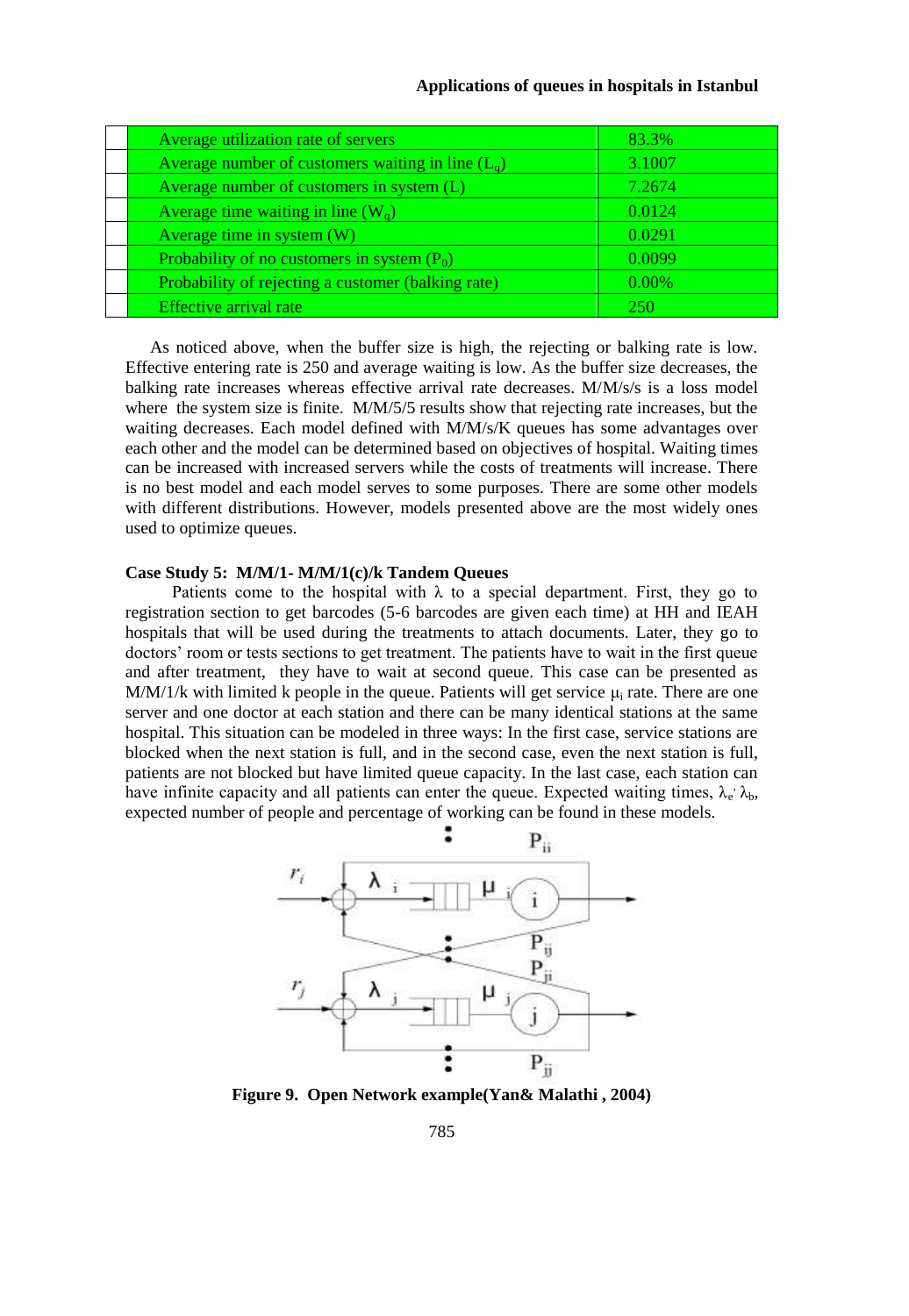| | | |
|---|---|---|
| | Average utilization rate of servers | 83.3% |
| | Average number of customers waiting in line ($L_q$) | 3.1007 |
| | Average number of customers in system (L) | 7.2674 |
| | Average time waiting in line ($W_q$) | 0.0124 |
| | Average time in system (W) | 0.0291 |
| | Probability of no customers in system ($P_0$) | 0.0099 |
| | Probability of rejecting a customer (balking rate) | 0.00% |
| | Effective arrival rate | 250 |

As noticed above, when the buffer size is high, the rejecting or balking rate is low. Effective entering rate is 250 and average waiting is low. As the buffer size decreases, the balking rate increases whereas effective arrival rate decreases. M/M/s/s is a loss model where the system size is finite. M/M/5/5 results show that rejecting rate increases, but the waiting decreases. Each model defined with M/M/s/K queues has some advantages over each other and the model can be determined based on objectives of hospital. Waiting times can be increased with increased servers while the costs of treatments will increase. There is no best model and each model serves to some purposes. There are some other models with different distributions. However, models presented above are the most widely ones used to optimize queues.

**Case Study 5: M/M/1- M/M/1(c)/k Tandem Queues**

Patients come to the hospital with $\lambda$ to a special department. First, they go to registration section to get barcodes (5-6 barcodes are given each time) at HH and IEAH hospitals that will be used during the treatments to attach documents. Later, they go to doctors' room or tests sections to get treatment. The patients have to wait in the first queue and after treatment, they have to wait at second queue. This case can be presented as M/M/1/k with limited k people in the queue. Patients will get service $\mu_i$ rate. There are one server and one doctor at each station and there can be many identical stations at the same hospital. This situation can be modeled in three ways: In the first case, service stations are blocked when the next station is full, and in the second case, even the next station is full, patients are not blocked but have limited queue capacity. In the last case, each station can have infinite capacity and all patients can enter the queue. Expected waiting times, $\lambda_e$, $\lambda_b$, expected number of people and percentage of working can be found in these models.

**Figure 9. Open Network example(Yan& Malathi , 2004)**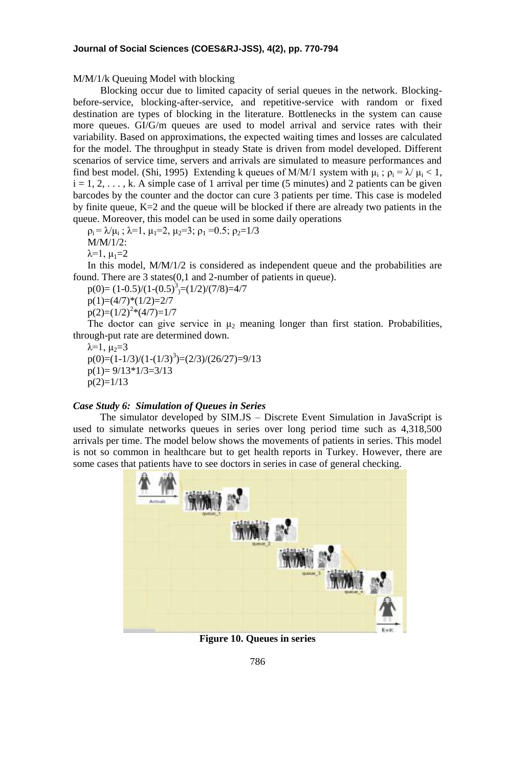M/M/1/k Queuing Model with blocking

Blocking occur due to limited capacity of serial queues in the network. Blocking-before-service, blocking-after-service, and repetitive-service with random or fixed destination are types of blocking in the literature. Bottlenecks in the system can cause more queues. GI/G/m queues are used to model arrival and service rates with their variability. Based on approximations, the expected waiting times and losses are calculated for the model. The throughput in steady State is driven from model developed. Different scenarios of service time, servers and arrivals are simulated to measure performances and find best model. (Shi, 1995) Extending k queues of M/M/1 system with $\mu_i$ ; $\rho_i = \lambda/ \mu_i < 1$, $i = 1, 2, \ldots, k$. A simple case of 1 arrival per time (5 minutes) and 2 patients can be given barcodes by the counter and the doctor can cure 3 patients per time. This case is modeled by finite queue, K=2 and the queue will be blocked if there are already two patients in the queue. Moreover, this model can be used in some daily operations

$\rho_i = \lambda/\mu_i$ ; $\lambda=1$, $\mu_1=2$, $\mu_2=3$; $\rho_1=0.5$; $\rho_2=1/3$

M/M/1/2:

$\lambda=1$, $\mu_1=2$

In this model, M/M/1/2 is considered as independent queue and the probabilities are found. There are 3 states(0,1 and 2-number of patients in queue).

$p(0)= (1-0.5)/(1-(0.5)^3)=(1/2)/(7/8)=4/7$

$p(1)=(4/7)*(1/2)=2/7$

$p(2)=(1/2)^2*(4/7)=1/7$

The doctor can give service in $\mu_2$ meaning longer than first station. Probabilities, through-put rate are determined down.

$\lambda=1$, $\mu_2=3$

$p(0)=(1-1/3)/(1-(1/3)^3)=(2/3)/(26/27)=9/13$

$p(1)= 9/13*1/3=3/13$

$p(2)=1/13$

### *Case Study 6: Simulation of Queues in Series*

The simulator developed by SIM.JS – Discrete Event Simulation in JavaScript is used to simulate networks queues in series over long period time such as 4,318,500 arrivals per time. The model below shows the movements of patients in series. This model is not so common in healthcare but to get health reports in Turkey. However, there are some cases that patients have to see doctors in series in case of general checking.

**Figure 10. Queues in series**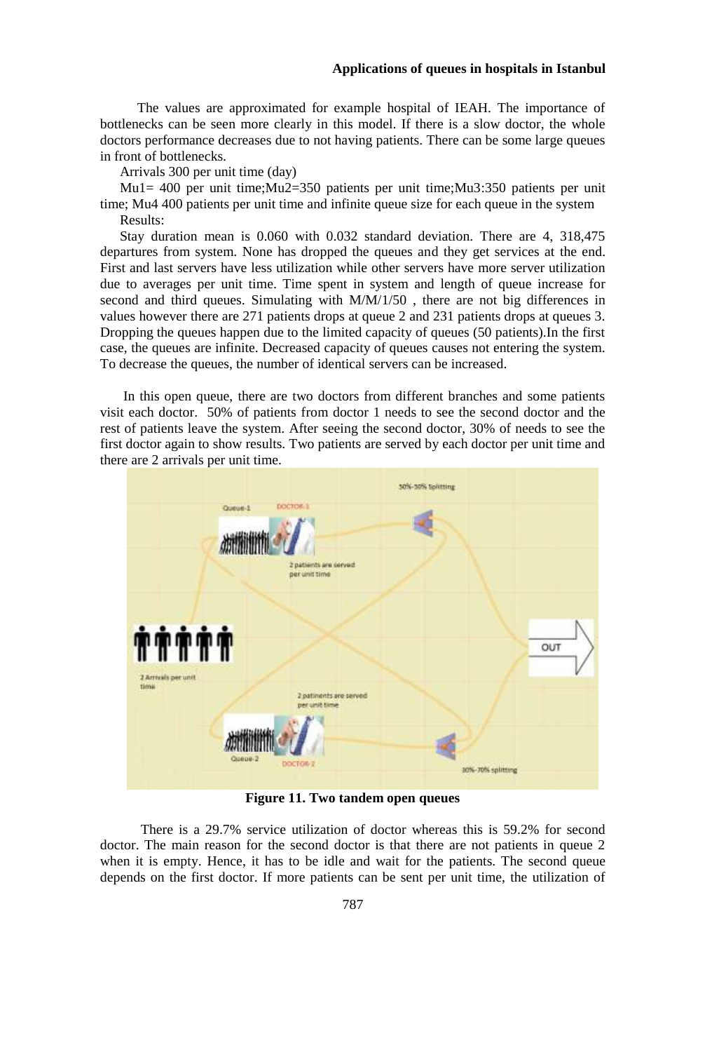The values are approximated for example hospital of IEAH. The importance of bottlenecks can be seen more clearly in this model. If there is a slow doctor, the whole doctors performance decreases due to not having patients. There can be some large queues in front of bottlenecks.

Arrivals 300 per unit time (day)

Mu1= 400 per unit time;Mu2=350 patients per unit time;Mu3:350 patients per unit time; Mu4 400 patients per unit time and infinite queue size for each queue in the system

Results:

Stay duration mean is 0.060 with 0.032 standard deviation. There are 4, 318,475 departures from system. None has dropped the queues and they get services at the end. First and last servers have less utilization while other servers have more server utilization due to averages per unit time. Time spent in system and length of queue increase for second and third queues. Simulating with M/M/1/50 , there are not big differences in values however there are 271 patients drops at queue 2 and 231 patients drops at queues 3. Dropping the queues happen due to the limited capacity of queues (50 patients).In the first case, the queues are infinite. Decreased capacity of queues causes not entering the system. To decrease the queues, the number of identical servers can be increased.

In this open queue, there are two doctors from different branches and some patients visit each doctor. 50% of patients from doctor 1 needs to see the second doctor and the rest of patients leave the system. After seeing the second doctor, 30% of needs to see the first doctor again to show results. Two patients are served by each doctor per unit time and there are 2 arrivals per unit time.

**Figure 11. Two tandem open queues**

There is a 29.7% service utilization of doctor whereas this is 59.2% for second doctor. The main reason for the second doctor is that there are not patients in queue 2 when it is empty. Hence, it has to be idle and wait for the patients. The second queue depends on the first doctor. If more patients can be sent per unit time, the utilization of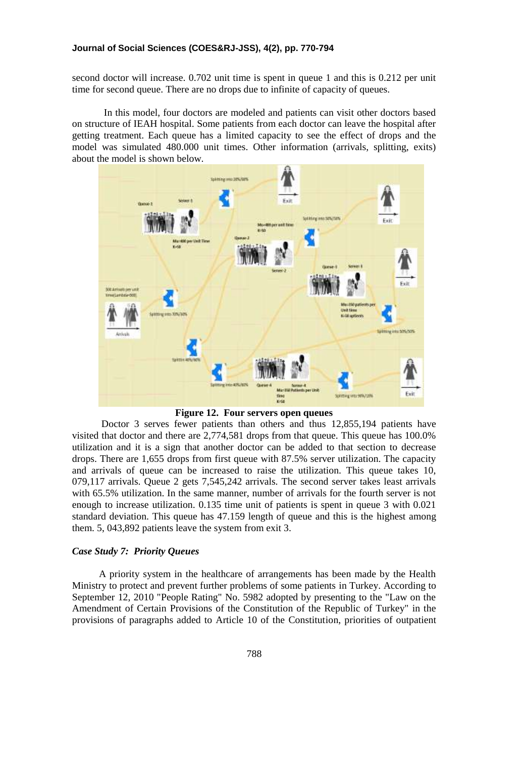second doctor will increase. 0.702 unit time is spent in queue 1 and this is 0.212 per unit time for second queue. There are no drops due to infinite of capacity of queues.

In this model, four doctors are modeled and patients can visit other doctors based on structure of IEAH hospital. Some patients from each doctor can leave the hospital after getting treatment. Each queue has a limited capacity to see the effect of drops and the model was simulated 480.000 unit times. Other information (arrivals, splitting, exits) about the model is shown below.

**Figure 12. Four servers open queues**

Doctor 3 serves fewer patients than others and thus 12,855,194 patients have visited that doctor and there are 2,774,581 drops from that queue. This queue has 100.0% utilization and it is a sign that another doctor can be added to that section to decrease drops. There are 1,655 drops from first queue with 87.5% server utilization. The capacity and arrivals of queue can be increased to raise the utilization. This queue takes 10, 079,117 arrivals. Queue 2 gets 7,545,242 arrivals. The second server takes least arrivals with 65.5% utilization. In the same manner, number of arrivals for the fourth server is not enough to increase utilization. 0.135 time unit of patients is spent in queue 3 with 0.021 standard deviation. This queue has 47.159 length of queue and this is the highest among them. 5, 043,892 patients leave the system from exit 3.

### *Case Study 7: Priority Queues*

A priority system in the healthcare of arrangements has been made by the Health Ministry to protect and prevent further problems of some patients in Turkey. According to September 12, 2010 "People Rating" No. 5982 adopted by presenting to the "Law on the Amendment of Certain Provisions of the Constitution of the Republic of Turkey" in the provisions of paragraphs added to Article 10 of the Constitution, priorities of outpatient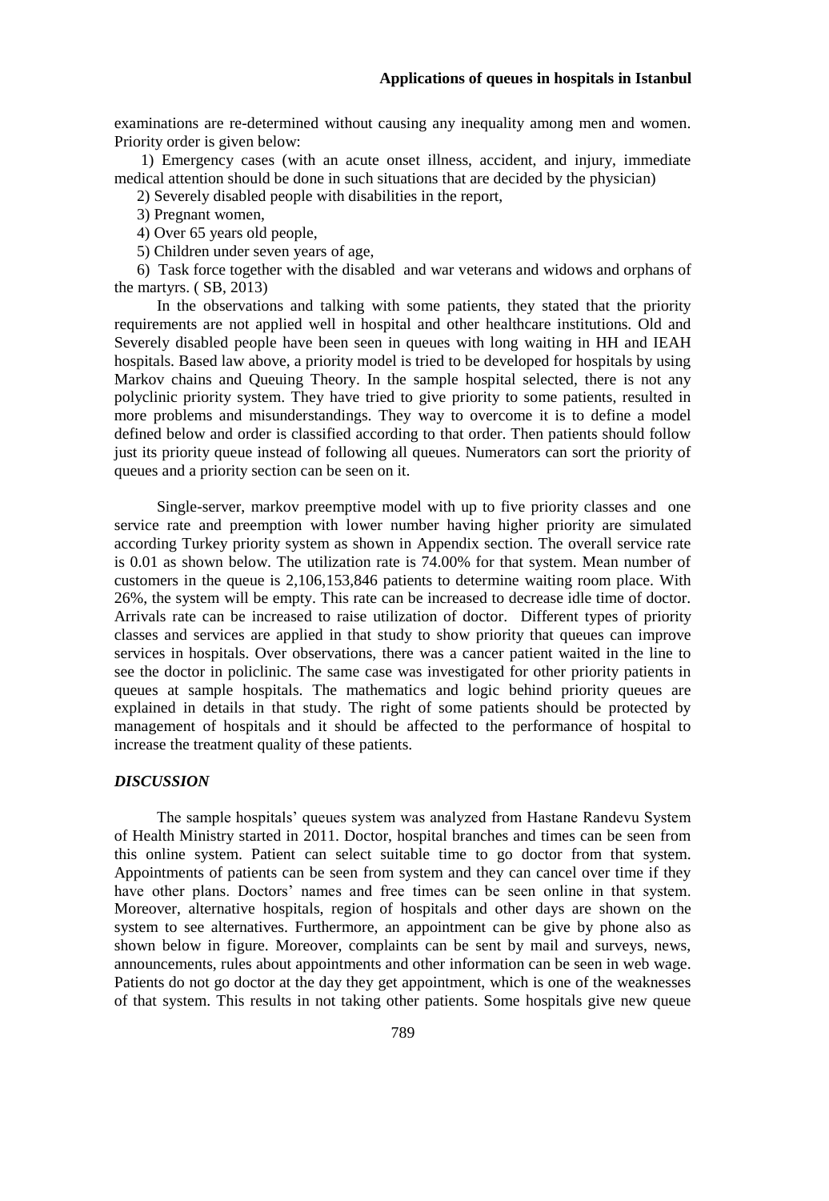examinations are re-determined without causing any inequality among men and women. Priority order is given below:

1) Emergency cases (with an acute onset illness, accident, and injury, immediate medical attention should be done in such situations that are decided by the physician)

2) Severely disabled people with disabilities in the report,

3) Pregnant women,

4) Over 65 years old people,

5) Children under seven years of age,

6) Task force together with the disabled and war veterans and widows and orphans of the martyrs. ( SB, 2013)

In the observations and talking with some patients, they stated that the priority requirements are not applied well in hospital and other healthcare institutions. Old and Severely disabled people have been seen in queues with long waiting in HH and IEAH hospitals. Based law above, a priority model is tried to be developed for hospitals by using Markov chains and Queuing Theory. In the sample hospital selected, there is not any polyclinic priority system. They have tried to give priority to some patients, resulted in more problems and misunderstandings. They way to overcome it is to define a model defined below and order is classified according to that order. Then patients should follow just its priority queue instead of following all queues. Numerators can sort the priority of queues and a priority section can be seen on it.

Single-server, markov preemptive model with up to five priority classes and one service rate and preemption with lower number having higher priority are simulated according Turkey priority system as shown in Appendix section. The overall service rate is 0.01 as shown below. The utilization rate is 74.00% for that system. Mean number of customers in the queue is 2,106,153,846 patients to determine waiting room place. With 26%, the system will be empty. This rate can be increased to decrease idle time of doctor. Arrivals rate can be increased to raise utilization of doctor. Different types of priority classes and services are applied in that study to show priority that queues can improve services in hospitals. Over observations, there was a cancer patient waited in the line to see the doctor in policlinic. The same case was investigated for other priority patients in queues at sample hospitals. The mathematics and logic behind priority queues are explained in details in that study. The right of some patients should be protected by management of hospitals and it should be affected to the performance of hospital to increase the treatment quality of these patients.

### *DISCUSSION*

The sample hospitals' queues system was analyzed from Hastane Randevu System of Health Ministry started in 2011. Doctor, hospital branches and times can be seen from this online system. Patient can select suitable time to go doctor from that system. Appointments of patients can be seen from system and they can cancel over time if they have other plans. Doctors' names and free times can be seen online in that system. Moreover, alternative hospitals, region of hospitals and other days are shown on the system to see alternatives. Furthermore, an appointment can be give by phone also as shown below in figure. Moreover, complaints can be sent by mail and surveys, news, announcements, rules about appointments and other information can be seen in web wage. Patients do not go doctor at the day they get appointment, which is one of the weaknesses of that system. This results in not taking other patients. Some hospitals give new queue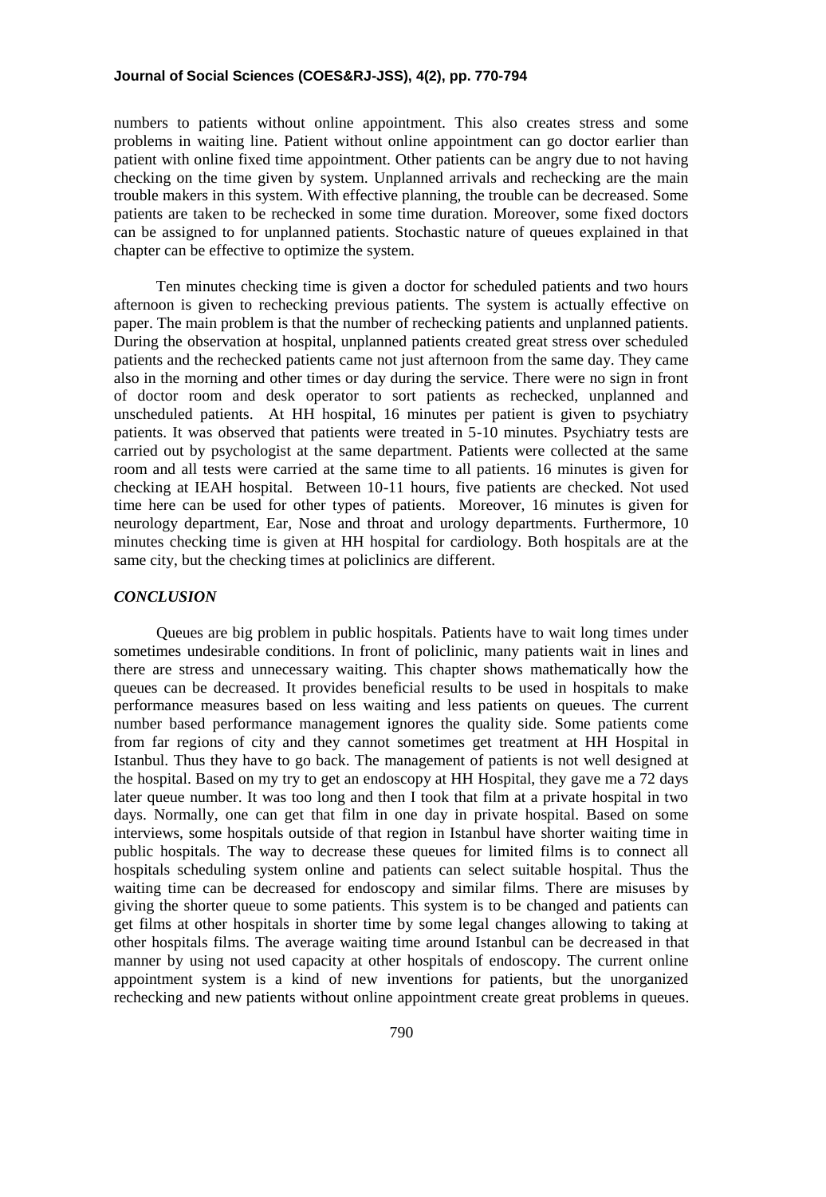numbers to patients without online appointment. This also creates stress and some problems in waiting line. Patient without online appointment can go doctor earlier than patient with online fixed time appointment. Other patients can be angry due to not having checking on the time given by system. Unplanned arrivals and rechecking are the main trouble makers in this system. With effective planning, the trouble can be decreased. Some patients are taken to be rechecked in some time duration. Moreover, some fixed doctors can be assigned to for unplanned patients. Stochastic nature of queues explained in that chapter can be effective to optimize the system.

Ten minutes checking time is given a doctor for scheduled patients and two hours afternoon is given to rechecking previous patients. The system is actually effective on paper. The main problem is that the number of rechecking patients and unplanned patients. During the observation at hospital, unplanned patients created great stress over scheduled patients and the rechecked patients came not just afternoon from the same day. They came also in the morning and other times or day during the service. There were no sign in front of doctor room and desk operator to sort patients as rechecked, unplanned and unscheduled patients. At HH hospital, 16 minutes per patient is given to psychiatry patients. It was observed that patients were treated in 5-10 minutes. Psychiatry tests are carried out by psychologist at the same department. Patients were collected at the same room and all tests were carried at the same time to all patients. 16 minutes is given for checking at IEAH hospital. Between 10-11 hours, five patients are checked. Not used time here can be used for other types of patients. Moreover, 16 minutes is given for neurology department, Ear, Nose and throat and urology departments. Furthermore, 10 minutes checking time is given at HH hospital for cardiology. Both hospitals are at the same city, but the checking times at policlinics are different.

### *CONCLUSION*

Queues are big problem in public hospitals. Patients have to wait long times under sometimes undesirable conditions. In front of policlinic, many patients wait in lines and there are stress and unnecessary waiting. This chapter shows mathematically how the queues can be decreased. It provides beneficial results to be used in hospitals to make performance measures based on less waiting and less patients on queues. The current number based performance management ignores the quality side. Some patients come from far regions of city and they cannot sometimes get treatment at HH Hospital in Istanbul. Thus they have to go back. The management of patients is not well designed at the hospital. Based on my try to get an endoscopy at HH Hospital, they gave me a 72 days later queue number. It was too long and then I took that film at a private hospital in two days. Normally, one can get that film in one day in private hospital. Based on some interviews, some hospitals outside of that region in Istanbul have shorter waiting time in public hospitals. The way to decrease these queues for limited films is to connect all hospitals scheduling system online and patients can select suitable hospital. Thus the waiting time can be decreased for endoscopy and similar films. There are misuses by giving the shorter queue to some patients. This system is to be changed and patients can get films at other hospitals in shorter time by some legal changes allowing to taking at other hospitals films. The average waiting time around Istanbul can be decreased in that manner by using not used capacity at other hospitals of endoscopy. The current online appointment system is a kind of new inventions for patients, but the unorganized rechecking and new patients without online appointment create great problems in queues.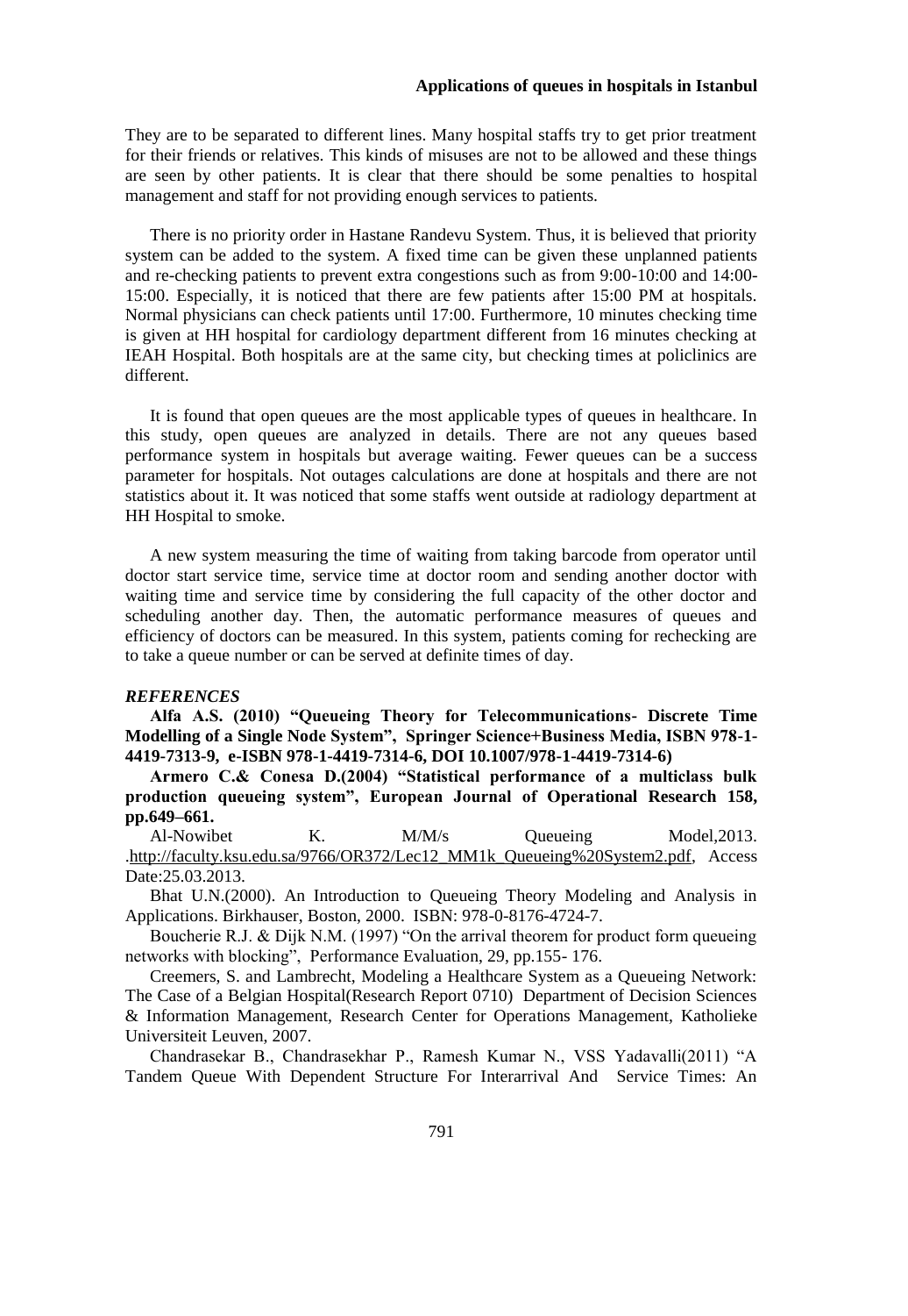They are to be separated to different lines. Many hospital staffs try to get prior treatment for their friends or relatives. This kinds of misuses are not to be allowed and these things are seen by other patients. It is clear that there should be some penalties to hospital management and staff for not providing enough services to patients.

There is no priority order in Hastane Randevu System. Thus, it is believed that priority system can be added to the system. A fixed time can be given these unplanned patients and re-checking patients to prevent extra congestions such as from 9:00-10:00 and 14:00-15:00. Especially, it is noticed that there are few patients after 15:00 PM at hospitals. Normal physicians can check patients until 17:00. Furthermore, 10 minutes checking time is given at HH hospital for cardiology department different from 16 minutes checking at IEAH Hospital. Both hospitals are at the same city, but checking times at policlinics are different.

It is found that open queues are the most applicable types of queues in healthcare. In this study, open queues are analyzed in details. There are not any queues based performance system in hospitals but average waiting. Fewer queues can be a success parameter for hospitals. Not outages calculations are done at hospitals and there are not statistics about it. It was noticed that some staffs went outside at radiology department at HH Hospital to smoke.

A new system measuring the time of waiting from taking barcode from operator until doctor start service time, service time at doctor room and sending another doctor with waiting time and service time by considering the full capacity of the other doctor and scheduling another day. Then, the automatic performance measures of queues and efficiency of doctors can be measured. In this system, patients coming for rechecking are to take a queue number or can be served at definite times of day.

### *REFERENCES*

**Alfa A.S. (2010) "Queueing Theory for Telecommunications- Discrete Time Modelling of a Single Node System", Springer Science+Business Media, ISBN 978-1-4419-7313-9, e-ISBN 978-1-4419-7314-6, DOI 10.1007/978-1-4419-7314-6)**

**Armero C.& Conesa D.(2004) "Statistical performance of a multiclass bulk production queueing system", European Journal of Operational Research 158, pp.649–661.**

Al-Nowibet K. M/M/s Queueing Model,2013. .http://faculty.ksu.edu.sa/9766/OR372/Lec12_MM1k_Queueing%20System2.pdf, Access Date:25.03.2013.

Bhat U.N.(2000). An Introduction to Queueing Theory Modeling and Analysis in Applications. Birkhauser, Boston, 2000. ISBN: 978-0-8176-4724-7.

Boucherie R.J. & Dijk N.M. (1997) "On the arrival theorem for product form queueing networks with blocking", Performance Evaluation, 29, pp.155- 176.

Creemers, S. and Lambrecht, Modeling a Healthcare System as a Queueing Network: The Case of a Belgian Hospital(Research Report 0710) Department of Decision Sciences & Information Management, Research Center for Operations Management, Katholieke Universiteit Leuven, 2007.

Chandrasekar B., Chandrasekhar P., Ramesh Kumar N., VSS Yadavalli(2011) "A Tandem Queue With Dependent Structure For Interarrival And Service Times: An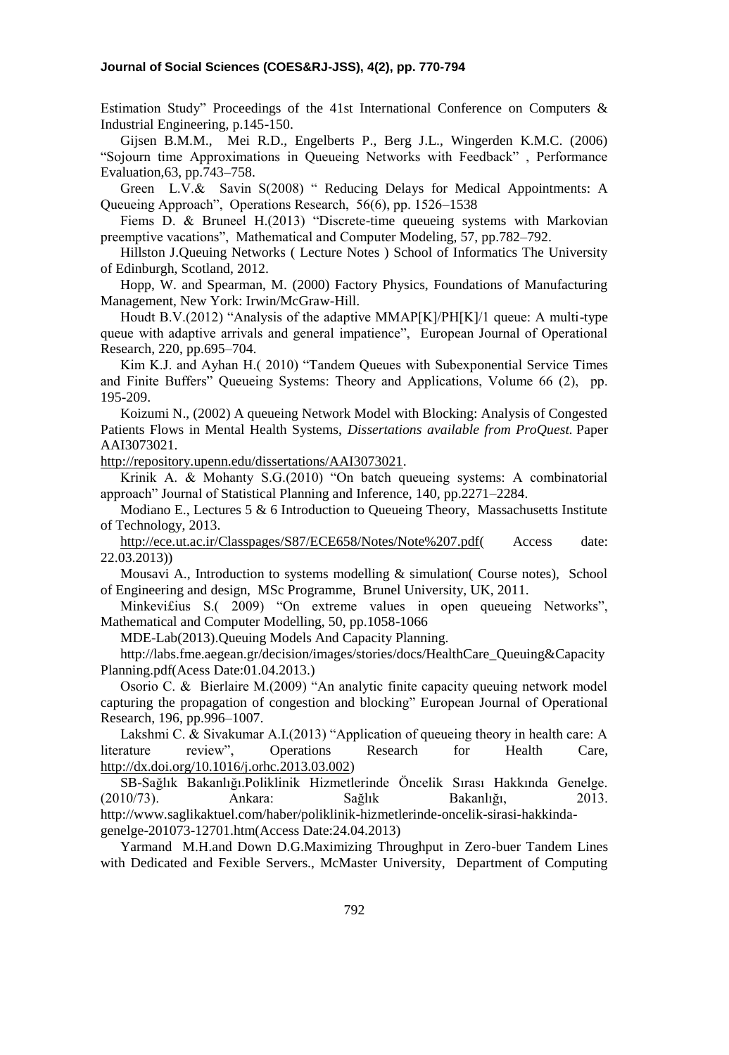Estimation Study" Proceedings of the 41st International Conference on Computers & Industrial Engineering, p.145-150.

Gijsen B.M.M., Mei R.D., Engelberts P., Berg J.L., Wingerden K.M.C. (2006) "Sojourn time Approximations in Queueing Networks with Feedback" , Performance Evaluation,63, pp.743–758.

Green L.V.& Savin S(2008) " Reducing Delays for Medical Appointments: A Queueing Approach", Operations Research, 56(6), pp. 1526–1538

Fiems D. & Bruneel H.(2013) "Discrete-time queueing systems with Markovian preemptive vacations", Mathematical and Computer Modeling, 57, pp.782–792.

Hillston J.Queuing Networks ( Lecture Notes ) School of Informatics The University of Edinburgh, Scotland, 2012.

Hopp, W. and Spearman, M. (2000) Factory Physics, Foundations of Manufacturing Management, New York: Irwin/McGraw-Hill.

Houdt B.V.(2012) "Analysis of the adaptive MMAP[K]/PH[K]/1 queue: A multi-type queue with adaptive arrivals and general impatience", European Journal of Operational Research, 220, pp.695–704.

Kim K.J. and Ayhan H.( 2010) "Tandem Queues with Subexponential Service Times and Finite Buffers" Queueing Systems: Theory and Applications, Volume 66 (2), pp. 195-209.

Koizumi N., (2002) A queueing Network Model with Blocking: Analysis of Congested Patients Flows in Mental Health Systems, *Dissertations available from ProQuest.* Paper AAI3073021.

http://repository.upenn.edu/dissertations/AAI3073021.

Krinik A. & Mohanty S.G.(2010) "On batch queueing systems: A combinatorial approach" Journal of Statistical Planning and Inference, 140, pp.2271–2284.

Modiano E., Lectures 5 & 6 Introduction to Queueing Theory, Massachusetts Institute of Technology, 2013.

http://ece.ut.ac.ir/Classpages/S87/ECE658/Notes/Note%207.pdf( Access date: 22.03.2013))

Mousavi A., Introduction to systems modelling & simulation( Course notes), School of Engineering and design, MSc Programme, Brunel University, UK, 2011.

Minkevi£ius S.( 2009) "On extreme values in open queueing Networks", Mathematical and Computer Modelling, 50, pp.1058-1066

MDE-Lab(2013).Queuing Models And Capacity Planning.

http://labs.fme.aegean.gr/decision/images/stories/docs/HealthCare_Queuing&Capacity Planning.pdf(Acess Date:01.04.2013.)

Osorio C. & Bierlaire M.(2009) "An analytic finite capacity queuing network model capturing the propagation of congestion and blocking" European Journal of Operational Research, 196, pp.996–1007.

Lakshmi C. & Sivakumar A.I.(2013) "Application of queueing theory in health care: A literature review", Operations Research for Health Care, http://dx.doi.org/10.1016/j.orhc.2013.03.002)

SB-Sağlık Bakanlığı.Poliklinik Hizmetlerinde Öncelik Sırası Hakkında Genelge. (2010/73). Ankara: Sağlık Bakanlığı, 2013. http://www.saglikaktuel.com/haber/poliklinik-hizmetlerinde-oncelik-sirasi-hakkinda-genelge-201073-12701.htm(Access Date:24.04.2013)

Yarmand M.H.and Down D.G.Maximizing Throughput in Zero-buer Tandem Lines with Dedicated and Fexible Servers., McMaster University, Department of Computing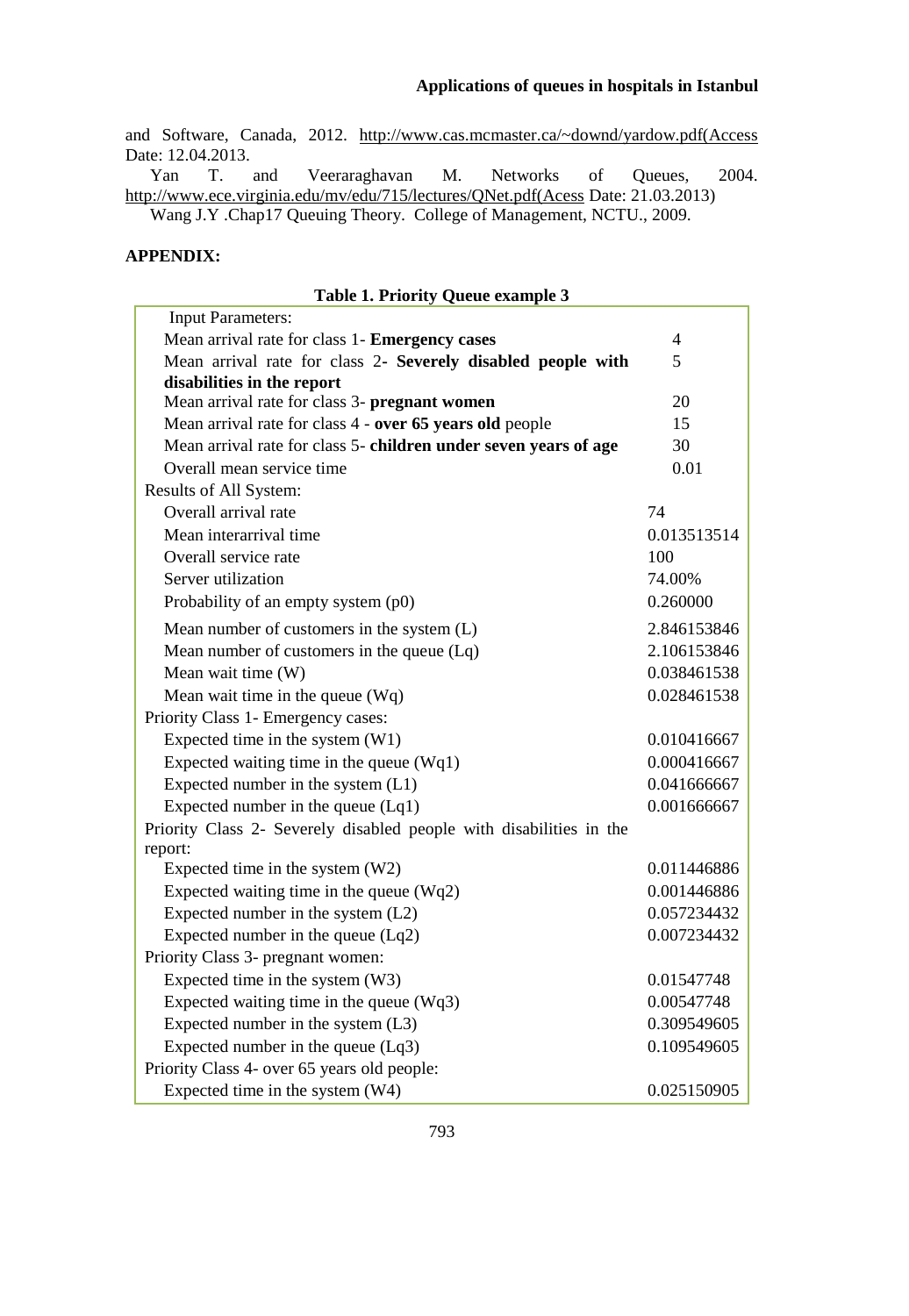and Software, Canada, 2012. http://www.cas.mcmaster.ca/~downd/yardow.pdf(Access Date: 12.04.2013.

Yan T. and Veeraraghavan M. Networks of Queues, 2004. http://www.ece.virginia.edu/mv/edu/715/lectures/QNet.pdf(Acess Date: 21.03.2013)

Wang J.Y .Chap17 Queuing Theory. College of Management, NCTU., 2009.

**APPENDIX:**

**Table 1. Priority Queue example 3**

| | |
|---|---|
| Input Parameters: | |
| Mean arrival rate for class 1- **Emergency cases** | 4 |
| Mean arrival rate for class 2- **Severely disabled people with disabilities in the report** | 5 |
| Mean arrival rate for class 3- **pregnant women** | 20 |
| Mean arrival rate for class 4 - **over 65 years old** people | 15 |
| Mean arrival rate for class 5- **children under seven years of age** | 30 |
| Overall mean service time | 0.01 |
| Results of All System: | |
| Overall arrival rate | 74 |
| Mean interarrival time | 0.013513514 |
| Overall service rate | 100 |
| Server utilization | 74.00% |
| Probability of an empty system (p0) | 0.260000 |
| Mean number of customers in the system (L) | 2.846153846 |
| Mean number of customers in the queue (Lq) | 2.106153846 |
| Mean wait time (W) | 0.038461538 |
| Mean wait time in the queue (Wq) | 0.028461538 |
| Priority Class 1- Emergency cases: | |
| Expected time in the system (W1) | 0.010416667 |
| Expected waiting time in the queue (Wq1) | 0.000416667 |
| Expected number in the system (L1) | 0.041666667 |
| Expected number in the queue (Lq1) | 0.001666667 |
| Priority Class 2- Severely disabled people with disabilities in the report: | |
| Expected time in the system (W2) | 0.011446886 |
| Expected waiting time in the queue (Wq2) | 0.001446886 |
| Expected number in the system (L2) | 0.057234432 |
| Expected number in the queue (Lq2) | 0.007234432 |
| Priority Class 3- pregnant women: | |
| Expected time in the system (W3) | 0.01547748 |
| Expected waiting time in the queue (Wq3) | 0.00547748 |
| Expected number in the system (L3) | 0.309549605 |
| Expected number in the queue (Lq3) | 0.109549605 |
| Priority Class 4- over 65 years old people: | |
| Expected time in the system (W4) | 0.025150905 |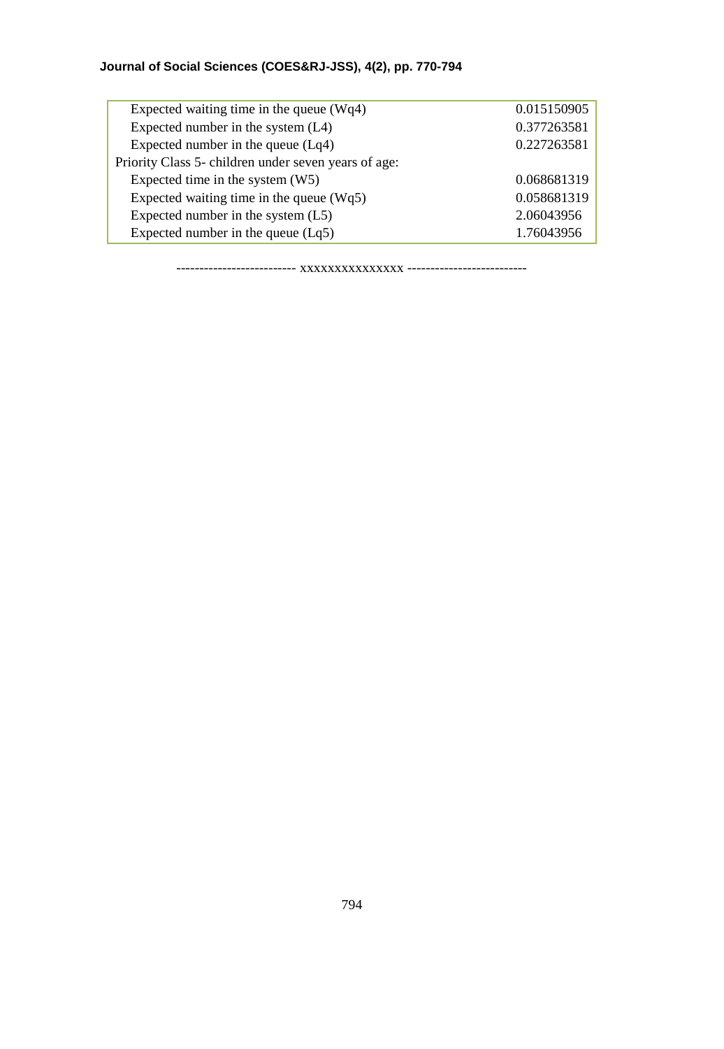| | |
|---|---|
| Expected waiting time in the queue (Wq4) | 0.015150905 |
| Expected number in the system (L4) | 0.377263581 |
| Expected number in the queue (Lq4) | 0.227263581 |
| Priority Class 5- children under seven years of age: | |
| Expected time in the system (W5) | 0.068681319 |
| Expected waiting time in the queue (Wq5) | 0.058681319 |
| Expected number in the system (L5) | 2.06043956 |
| Expected number in the queue (Lq5) | 1.76043956 |

------------------------- xxxxxxxxxxxxxxx -------------------------